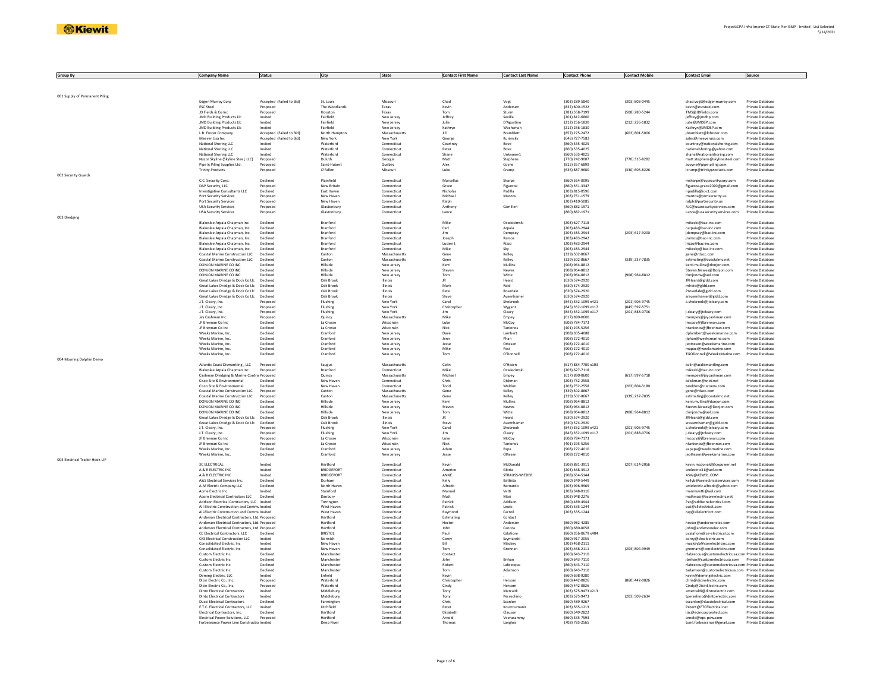Kiewit

Project:CPA Infra Improv CT-State Pier GMP - Invited - List Selected
5/14/2021

| Group By | Company Name | Status | City | State | Contact First Name | Contact Last Name | Contact Phone | Contact Mobile | Contact Email | Source |
|---|---|---|---|---|---|---|---|---|---|---|
| 001 Supply of Permanent Piling | | | | | | | | | | |
| | Edgen Murray Corp | Accepted (Failed to Bid) | St. Louis | Missouri | Chad | Vogt | (303) 289-5840 | (303) 803-0445 | chad.vogt@edgenmurray.com | Private Database |
| | ESC Steel | Proposed | The Woodlands | Texas | Kevin | Andersen | (832) 800-1522 | | kevin@escsteel.com | Private Database |
| | JD Fields & Co Inc | Proposed | Houston | Texas | Tom | Sturm | (281) 558-7199 | (508) 280-5244 | TMS@JDFields.com | Private Database |
| | JMD Building Products Llc | Invited | Fairfield | New Jersey | Jeffrey | Sevilla | (201) 812-6800 | | jeffrey@jmdbp.com | Private Database |
| | JMD Building Products Llc | Invited | Fairfield | New Jersey | Julie | D'Agostino | (212) 256-1830 | (212) 256-1832 | julie@JMDBP.com | Private Database |
| | JMD Building Products Llc | Invited | Fairfield | New Jersey | Kathryn | Wachsman | (212) 256-1830 | | Kathryn@JMDBP.com | Private Database |
| | L.B. Foster Company | Accepted (Failed to Bid) | North Hampton | Massachusetts | Jill | Bramblett | (857) 275-2472 | (603) 801-5006 | jbramblett@lbfoster.com | Private Database |
| | Meever Usa Inc | Accepted (Failed to Bid) | New York | New York | George | Kurimsky | (646) 727-7582 | | sales@meeverusa.com | Private Database |
| | National Shoring LLC | Invited | Waterford | Connecticut | Courtney | Bove | (860) 535-4025 | | courtney@nationalshoring.com | Private Database |
| | National Shoring LLC | Invited | Waterford | Connecticut | Peter | Bove | (860) 535-4025 | | nationalshoring@yahoo.com | Private Database |
| | National Shoring LLC | Invited | Waterford | Connecticut | Shane | Unknown1 | (860) 535-4025 | | shane@nationalshoring.com | Private Database |
| | Nucor Skyline (Skyline Steel, LLC) | Proposed | Duluth | Georgia | Matt | Stephens | (770) 242-9007 | (770) 316-8282 | matt.stephens@skylinesteel.com | Private Database |
| | Pipe & Piling Supplies Ltd. | Proposed | Saint-Hubert | Quebec | Alex | Coyne | (815) 357-6899 | | acoyne@pipe-piling.com | Private Database |
| | Trinity Products | Proposed | O'Fallon | Missouri | Luke | Crump | (636) 887-9680 | (330) 605-8226 | lcrump@trinityproducts.com | Private Database |
| 002 Security Guards | | | | | | | | | | |
| | C.C. Security Corp. | Declined | Plainfield | Connecticut | Marcellus | Sharpe | (860) 564-0095 | | msharpe@ccsecuritycorp.com | Private Database |
| | DAP Security, LLC | Proposed | New Britain | Connecticut | Grace | Figueroa | (860) 351-3347 | | figueroa.grace2020@gmail.com | Private Database |
| | Investigative Consultants LLC | Declined | East Haven | Connecticut | Nicholas | Padilla | (203) 815-0596 | | npadilla@ic-ct.com | Private Database |
| | Port Security Services | Proposed | New Haven | Connecticut | Michael | Mantos | (203) 751-1579 | | mantos@portsecurity.us | Private Database |
| | Port Security Services | Proposed | New Haven | Connecticut | Ralph | . | (203) 410-5085 | | ralph@portsecurity.us | Private Database |
| | USA Security Services | Proposed | Glastonbury | Connecticut | Anthony | Camilleri | (860) 882-1971 | | AJC@usasecurityservices.com | Private Database |
| | USA Security Services | Proposed | Glastonbury | Connecticut | Lance | . | (860) 882-1971 | | Lance@usasecurityservices.com | Private Database |
| 003 Dredging | | | | | | | | | | |
| | Blakeslee Arpaia Chapman Inc | Declined | Branford | Connecticut | Mike | Oswiecimski | (203) 627-7118 | | mikeski@bac-inc.com | Private Database |
| | Blakeslee Arpaia Chapman, Inc. | Declined | Branford | Connecticut | Carl | Arpaia | (203) 483-2944 | | carpaia@bac-inc.com | Private Database |
| | Blakeslee Arpaia Chapman, Inc. | Declined | Branford | Connecticut | Jim | Dempsey | (203) 483-2944 | (203) 627-9200 | jdempsey@bac-inc.com | Private Database |
| | Blakeslee Arpaia Chapman, Inc. | Declined | Branford | Connecticut | Joseph | Ramos | (203) 483-2942 | | jramos@bac-inc.com | Private Database |
| | Blakeslee Arpaia Chapman, Inc. | Declined | Branford | Connecticut | Lucien J. | Rizzo | (203) 483-2944 | | lrizzo@bac-inc.com | Private Database |
| | Blakeslee Arpaia Chapman, Inc. | Declined | Branford | Connecticut | Mike | Sky | (203) 483-2944 | | mikesky@bac-inc.com | Private Database |
| | Coastal Marine Construction LLC | Declined | Canton | Massachusetts | Gene | Kelley | (339) 502-8667 | | gene@rdacc.com | Private Database |
| | Coastal Marine Construction LLC | Declined | Canton | Massachusetts | Gene | Kelley | (339) 502-8667 | (339) 237-7835 | estimating@coastalmc.net | Private Database |
| | DONJON MARINE CO INC | Declined | Hillside | New Jersey | Kerri | Mullins | (908) 964-8812 | | kerri.mullins@donjon.com | Private Database |
| | DONJON MARINE CO INC | Declined | Hillside | New Jersey | Steven | Newes | (908) 964-8812 | | Steven.Newes@Donjon.com | Private Database |
| | DONJON MARINE CO INC | Declined | Hillside | New Jersey | Tom | Witte | (908) 964-8812 | (908) 964-8812 | donjondw@aol.com | Private Database |
| | Great Lakes Dredge & Dock Co Llc | Declined | Oak Brook | Illinois | JR | Heard | (630) 574-2920 | | JRHeard@gldd.com | Private Database |
| | Great Lakes Dredge & Dock Co Llc | Declined | Oak Brook | Illinois | Mark | Reid | (630) 574-2920 | | mlreid@gldd.com | Private Database |
| | Great Lakes Dredge & Dock Co Llc | Declined | Oak Brook | Illinois | Pete | Rosedale | (630) 574-2920 | | Prosedale@gldd.com | Private Database |
| | Great Lakes Dredge & Dock Co Llc | Declined | Oak Brook | Illinois | Steve | Auernhamer | (630) 574-2920 | | sauernhamer@gldd.com | Private Database |
| | J.T. Cleary, Inc. | Proposed | Flushing | New York | Carol | Shobrook | (845) 352-1099 x421 | (201) 906-9745 | c.shobrook@jtcleary.com | Private Database |
| | J.T. Cleary, Inc. | Proposed | Flushing | New York | Christopher | Wygant | (845) 352-1099 x117 | (845) 597-5751 | | Private Database |
| | J.T. Cleary, Inc. | Proposed | Flushing | New York | Jim | Cleary | (845) 352-1099 x117 | (201) 888-0706 | j.cleary@jtcleary.com | Private Database |
| | Jay Cashman Inc | Proposed | Quincy | Massachusetts | Mike | Empey | (617) 890-0600 | | mempey@jaycashman.com | Private Database |
| | JF Brennan Co Inc | Declined | La Crosse | Wisconsin | Luke | McCoy | (608) 784-7173 | | lmccoy@jfbrennan.com | Private Database |
| | JF Brennan Co Inc | Declined | La Crosse | Wisconsin | Nick | Tanionos | (401) 295-5256 | | ntanionos@jfbrennan.com | Private Database |
| | Weeks Marine, Inc. | Declined | Cranford | New Jersey | Dave | Lambert | (908) 305-4088 | | dplambert@weeksmarine.com | Private Database |
| | Weeks Marine, Inc. | Declined | Cranford | New Jersey | Jenn | Phan | (908) 272-4010 | | jlphan@weeksmarine.com | Private Database |
| | Weeks Marine, Inc. | Declined | Cranford | New Jersey | Jesse | Ottesen | (908) 272-4010 | | jeottesen@weeksmarine.com | Private Database |
| | Weeks Marine, Inc. | Declined | Cranford | New Jersey | Mike | Paci | (908) 272-4010 | | mapaci@weeksmarine.com | Private Database |
| | Weeks Marine, Inc. | Declined | Cranford | New Jersey | Tom | O'Donnell | (908) 272-4010 | | TGODonnell@WeeksMarine.com | Private Database |
| 004 Mooring Dolphin Demo | | | | | | | | | | |
| | Atlantic Coast Dismantling , LLC | Proposed | Saugus | Massachusetts | Colin | O'Hearn | (617) 884-7700 x103 | | colin@acdismantling.com | Private Database |
| | Blakeslee Arpaia Chapman Inc | Proposed | Branford | Connecticut | Mike | Oswiecimski | (203) 627-7118 | | mikeski@bac-inc.com | Private Database |
| | Cashman Dredging & Marine Contrac | Proposed | Quincy | Massachusetts | Michael | Empey | (617) 890-0600 | (617) 997-5718 | mempey@jaycashman.com | Private Database |
| | Cisco Site & Environmental | Declined | New Haven | Connecticut | Chris | Dickman | (203) 752-2558 | | cdickman@snet.net | Private Database |
| | Cisco Site & Environmental | Declined | New Haven | Connecticut | Todd | Weldon | (203) 752-2558 | (203) 804-3180 | tweldon@ciscoenv.com | Private Database |
| | Coastal Marine Construction LLC | Proposed | Canton | Massachusetts | Gene | Kelley | (339) 502-8667 | | gene@rdacc.com | Private Database |
| | Coastal Marine Construction LLC | Proposed | Canton | Massachusetts | Gene | Kelley | (339) 502-8667 | (339) 237-7835 | estimating@coastalmc.net | Private Database |
| | DONJON MARINE CO INC | Declined | Hillside | New Jersey | Kerri | Mullins | (908) 964-8812 | | kerri.mullins@donjon.com | Private Database |
| | DONJON MARINE CO INC | Declined | Hillside | New Jersey | Steven | Newes | (908) 964-8812 | | Steven.Newes@Donjon.com | Private Database |
| | DONJON MARINE CO INC | Declined | Hillside | New Jersey | Tom | Witte | (908) 964-8812 | (908) 964-8812 | donjondw@aol.com | Private Database |
| | Great Lakes Dredge & Dock Co Llc | Declined | Oak Brook | Illinois | JR | Heard | (630) 574-2920 | | JRHeard@gldd.com | Private Database |
| | Great Lakes Dredge & Dock Co Llc | Declined | Oak Brook | Illinois | Steve | Auernhamer | (630) 574-2920 | | sauernhamer@gldd.com | Private Database |
| | J.T. Cleary, Inc. | Proposed | Flushing | New York | Carol | Shobrook | (845) 352-1099 x421 | (201) 906-9745 | c.shobrook@jtcleary.com | Private Database |
| | J.T. Cleary, Inc. | Proposed | Flushing | New York | Jim | Cleary | (845) 352-1099 x117 | (201) 888-0706 | j.cleary@jtcleary.com | Private Database |
| | JF Brennan Co Inc | Proposed | La Crosse | Wisconsin | Luke | McCoy | (608) 784-7173 | | lmccoy@jfbrennan.com | Private Database |
| | JF Brennan Co Inc | Proposed | La Crosse | Wisconsin | Nick | Tanionos | (401) 295-5256 | | ntanionos@jfbrennan.com | Private Database |
| | Weeks Marine, Inc. | Declined | Cranford | New Jersey | Adam | Papa | (908) 272-4010 | | aapapa@weeksmarine.com | Private Database |
| | Weeks Marine, Inc. | Declined | Cranford | New Jersey | Jesse | Ottesen | (908) 272-4010 | | jeottesen@weeksmarine.com | Private Database |
| 005 Electrical Trailer Hook-UP | | | | | | | | | | |
| | 3C ELECTRICAL | Invited | Hartford | Connecticut | Kevin | McDonald | (508) 881-3911 | (207) 624-2056 | kevin.mcdonald@cepower.net | Private Database |
| | A & R ELECTRIC INC | Invited | BRIDGEPORT | Connecticut | Americo | Gloria | (203) 368-3912 | | arelectric31@aol.com | Private Database |
| | A & R ELECTRIC INC | Invited | BRIDGEPORT | Connecticut | ANNE | STRAUSS-WIEDER | (908) 654-5144 | | ASW@ASW31.COM | Private Database |
| | A&S Electrical Services Inc. | Declined | Durham | Connecticut | Kelly | Battista | (860) 349-5449 | | kellyb@aselectricalservices.com | Private Database |
| | A-M Electric Company LLC | Declined | North Haven | Connecticut | Alfredo | Bernardo | (203) 996-9969 | | amelectric.alfredo@yahoo.com | Private Database |
| | Acme Electric Inc | Invited | Stamford | Connecticut | Manuel | Vetti | (203) 348-0116 | | mannyvetti@aol.com | Private Database |
| | Acorn Electrical Contractors LLC | Declined | Danbury | Connecticut | Matt | Masi | (203) 948-2276 | | mattmasi@acornelectric.net | Private Database |
| | Addison Electrical Contractors, LLC | Invited | Torrington | Connecticut | Patrick | Addison | (860) 489-4944 | | Pat@addisonelectrical.com | Private Database |
| | All-Electric Construction and Commu | Invited | West Haven | Connecticut | Patrick | Lewis | (203) 535-1244 | | pat@allelectricct.com | Private Database |
| | All-Electric Construction and Commu | Invited | West Haven | Connecticut | Raymond | Carroll | (203) 535-1244 | | ray@allelectricct.com | Private Database |
| | Anderson Electrical Contractors, Ltd. | Proposed | Hartford | Connecticut | Estimating | Contact | | | | Private Database |
| | Anderson Electrical Contractors, Ltd. | Proposed | Hartford | Connecticut | Hector | Anderson | (860) 982-4285 | | hector@andersonelec.com | Private Database |
| | Anderson Electrical Contractors, Ltd. | Proposed | Hartford | Connecticut | John | Canora | (860) 680-8058 | | john@andersonelec.com | Private Database |
| | CE Electrical Contractors, LLC | Declined | BRISTOL | Connecticut | Paul | Calafiore | (860) 356-0679 x404 | | pcalafiore@ce-electrical.com | Private Database |
| | CKS Electrical Construction LLC | Invited | Norwich | Connecticut | Corey | Szymanski | (860) 917-2055 | | corey@ckselectric.com | Private Database |
| | Consolidated Electric, Inc | Invited | New Haven | Connecticut | Bill | Mackey | (203) 468-2111 | | mackeyb@conelectricinc.com | Private Database |
| | Consolidated Electric, Inc | Invited | New Haven | Connecticut | Tom | Grennan | (203) 468-2111 | (203) 804-9949 | grennant@conelectricinc.com | Private Database |
| | Custom Electric Inc | Declined | Manchester | Connecticut | Contact | . | (860) 643-7110 | | rlabrecque@customelectricusa.com | Private Database |
| | Custom Electric Inc | Declined | Manchester | Connecticut | John | Brihan | (860) 643-7110 | | jbrihan@customelectricusa.com | Private Database |
| | Custom Electric Inc | Declined | Manchester | Connecticut | Robert | LaBrecque | (860) 643-7110 | | rlabrecque@customelectricusa.com | Private Database |
| | Custom Electric Inc | Declined | Manchester | Connecticut | Tom | Adamson | (860) 643-7110 | | tadamson@customelectricusa.com | Private Database |
| | Deming Electric, LLC | Invited | Enfield | Connecticut | Kevin | . | (860) 698-9280 | | kevin@demingelectric.com | Private Database |
| | Dicin Electric Co., Inc. | Proposed | Waterford | Connecticut | Christopher | Hersom | (860) 442-0826 | (860) 442-0826 | chris@dicinelectric.com | Private Database |
| | Dicin Electric Co., Inc. | Proposed | Waterford | Connecticut | Cindy | Hersom | (860) 442-0826 | | Cindy@DicinElectric.com | Private Database |
| | Dinto Electrical Contractors | Invited | Middlebury | Connecticut | Tony | Mercaldi | (203) 575-9473 x213 | | amercaldi@dintoelectric.com | Private Database |
| | Dinto Electrical Contractors | Invited | Middlebury | Connecticut | Tony | Persechino | (203) 575-9473 | (203) 509-2634 | tpersechino@dintoelectric.com | Private Database |
| | Ducci Electrical Contractors | Declined | Farmington | Connecticut | Chris | Scanlon | (860) 489-9267 | | cscanlon@duccielectrical.com | Private Database |
| | E.T.C. Electrical Contractors, LLC | Invited | Litchfield | Connecticut | Peter | Koutroumanis | (203) 565-1213 | | PeterK@ETCElectrical.net | Private Database |
| | Electrical Contractors, Inc. | Declined | Hartford | Connecticut | Elizabeth | Clauson | (860) 549-2822 | | lizc@eciincorporated.com | Private Database |
| | Electrical Power Solutions, LLC | Proposed | Hartford | Connecticut | Arnold | Veerasammy | (860) 335-7593 | | arnold@eps-pow.com | Private Database |
| | Forbearance Power Line Constructio | Invited | Deep River | Connecticut | Thomas | Langlois | (708) 785-2565 | | toml.forbearance@gmail.com | Private Database |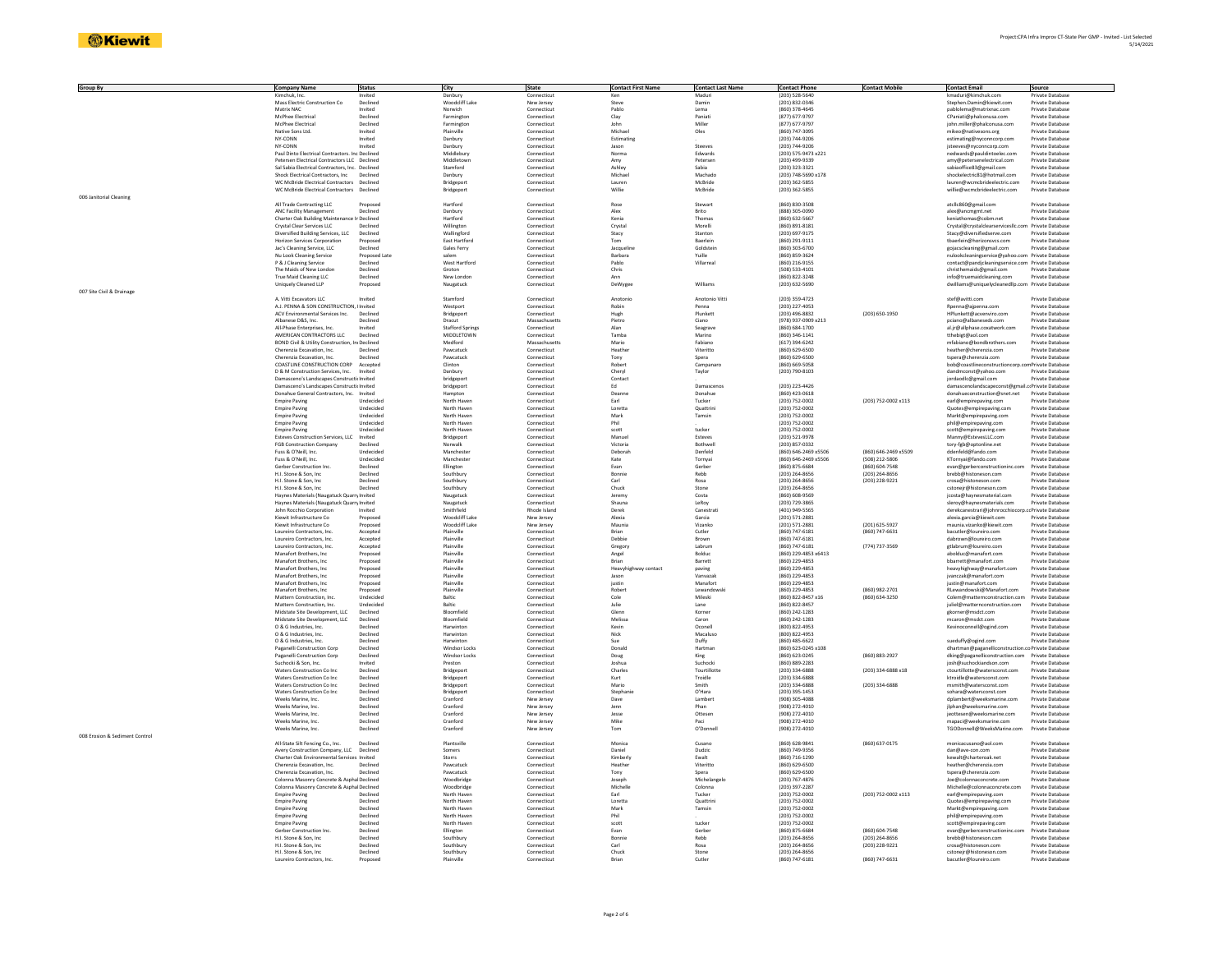| Group By | Company Name | Status | City | State | Contact First Name | Contact Last Name | Contact Phone | Contact Mobile | Contact Email | Source |
|---|---|---|---|---|---|---|---|---|---|---|
| | Kimchuk, Inc. | Invited | Danbury | Connecticut | Ken | Maduri | (203) 528-5640 | | kmaduri@kimchuk.com | Private Database |
| | Mass Electric Construction Co | Declined | Woodcliff Lake | New Jersey | Steve | Damin | (201) 832-0346 | | Stephen.Damin@kiewit.com | Private Database |
| | Matrix NAC | Invited | Norwich | Connecticut | Pablo | Lema | (860) 378-4645 | | pablolema@matrixnac.com | Private Database |
| | McPhee Electrical | Declined | Farmington | Connecticut | Clay | Paniati | (877) 677-9797 | | CPaniati@phalconusa.com | Private Database |
| | McPhee Electrical | Declined | Farmington | Connecticut | John | Miller | (877) 677-9797 | | john.miller@phalconusa.com | Private Database |
| | Native Sons Ltd. | Invited | Plainville | Connecticut | Michael | Oles | (860) 747-3095 | | mikeo@nativesons.org | Private Database |
| | NY-CONN | Invited | Danbury | Connecticut | Estimating | . | (203) 744-9206 | | estimating@nyconncorp.com | Private Database |
| | NY-CONN | Invited | Danbury | Connecticut | Jason | Steeves | (203) 744-9206 | | jsteeves@nyconncorp.com | Private Database |
| | Paul Dinto Electrical Contractors. Inc Declined | | Middlebury | Connecticut | Norma | Edwards | (203) 575-9473 x221 | | nedwards@pauldintoelec.com | Private Database |
| | Petersen Electrical Contractors LLC | Declined | Middletown | Connecticut | Amy | Petersen | (203) 499-9339 | | amy@petersenelectrical.com | Private Database |
| | Sal Sabia Electrical Contractors, Inc. | Declined | Stamford | Connecticut | Ashley | Sabia | (203) 323-3321 | | sabiaoffice83@gmail.com | Private Database |
| | Shock Electrical Contractors, Inc | Declined | Danbury | Connecticut | Michael | Machado | (203) 748-5690 x178 | | shockelectric81@hotmail.com | Private Database |
| | WC McBride Electrical Contractors | Declined | Bridgeport | Connecticut | Lauren | McBride | (203) 362-5855 | | lauren@wcmcbrideelectric.com | Private Database |
| | WC McBride Electrical Contractors | Declined | Bridgeport | Connecticut | Willie | McBride | (203) 362-5855 | | willie@wcmcbrideelectric.com | Private Database |
| 006 Janitorial Cleaning | | | | | | | | | | |
| | All Trade Contracting LLC | Proposed | Hartford | Connecticut | Rose | Stewart | (860) 830-3508 | | atcllc860@gmail.com | Private Database |
| | ANC Facility Management | Declined | Danbury | Connecticut | Alex | Brito | (888) 305-0090 | | alex@ancmgmt.net | Private Database |
| | Charter Oak Building Maintenance In Declined | | Hartford | Connecticut | Kenia | Thomas | (860) 632-5667 | | keniathomas@cobm.net | Private Database |
| | Crystal Clear Services LLC | Declined | Willington | Connecticut | Crystal | Morelli | (860) 891-8181 | | Crystal@crystalclearservicesllc.com | Private Database |
| | Diversified Building Services, LLC | Declined | Wallingford | Connecticut | Stacy | Stanton | (203) 697-9175 | | Stacy@diversifiedserve.com | Private Database |
| | Horizon Services Corporation | Proposed | East Hartford | Connecticut | Tom | Baerlein | (860) 291-9111 | | tbaerlein@horizonsvcs.com | Private Database |
| | Jac's Cleaning Service, LLC | Declined | Gales Ferry | Connecticut | Jacqueline | Goldstein | (860) 303-6700 | | gojacscleaning@gmail.com | Private Database |
| | Nu Look Cleaning Service | Proposed Late | salem | Connecticut | Barbara | Yuille | (860) 859-3624 | | nulookcleaningservice@yahoo.com | Private Database |
| | P & J Cleaning Service | Declined | West Hartford | Connecticut | Pablo | Villarreal | (860) 216-9155 | | contact@pandjcleaningservice.com | Private Database |
| | The Maids of New London | Declined | Groton | Connecticut | Chris | | (508) 533-4101 | | christhemaids@gmail.com | Private Database |
| | True Maid Cleaning LLC | Declined | New London | Connecticut | Ann | | (860) 822-3248 | | info@truemaidcleaning.com | Private Database |
| | Uniquely Cleaned LLP | Proposed | Naugatuck | Connecticut | DeWygee | Williams | (203) 632-5690 | | dwilliams@uniquelycleanedllp.com | Private Database |
| 007 Site Civil & Drainage | | | | | | | | | | |
| | A. Vitti Excavators LLC | Invited | Stamford | Connecticut | Anotonio | Anotonio Vitti | (203) 359-4723 | | stef@avitti.com | Private Database |
| | A.J. PENNA & SON CONSTRUCTION, I Invited | | Westport | Connecticut | Robin | Penna | (203) 227-4053 | | Rpenna@ajpenna.com | Private Database |
| | ACV Environmental Services Inc. | Declined | Bridgeport | Connecticut | Hugh | Plunkett | (203) 496-8832 | (203) 650-1950 | HPlunkett@acvenviro.com | Private Database |
| | Albanese D&S, Inc. | Declined | Dracut | Massachusetts | Pietro | Ciano | (978) 937-0909 x213 | | pciano@albaneseds.com | Private Database |
| | All-Phase Enterprises, Inc. | Invited | Stafford Springs | Connecticut | Alan | Seagrave | (860) 684-1700 | | al.jr@allphase.coxatwork.com | Private Database |
| | AMERICAN CONTRACTORS LLC | Declined | MIDDLETOWN | Connecticut | Tamba | Marino | (860) 346-1141 | | tthebigt@aol.com | Private Database |
| | BOND Civil & Utility Construction, Inc Declined | | Medford | Massachusetts | Mario | Fabiano | (617) 394-6242 | | mfabiano@bondbrothers.com | Private Database |
| | Cherenzia Excavation, Inc. | Declined | Pawcatuck | Connecticut | Heather | Viteritto | (860) 629-6500 | | heather@cherenzia.com | Private Database |
| | Cherenzia Excavation, Inc. | Declined | Pawcatuck | Connecticut | Tony | Spera | (860) 629-6500 | | tspera@cherenzia.com | Private Database |
| | COASTLINE CONSTRUCTION CORP | Accepted | Clinton | Connecticut | Robert | Campanaro | (860) 669-5058 | | bob@coastlineconstructioncorp.com | Private Database |
| | D & M Construction Services, Inc. | Invited | Danbury | Connecticut | Cheryl | Taylor | (203) 790-8103 | | dandmconst@yahoo.com | Private Database |
| | Damasceno's Landscapes Constructio Invited | | bridgeport | Connecticut | Contact | | | | jordaodlc@gmail.com | Private Database |
| | Damasceno's Landscapes Constructio Invited | | bridgeport | Connecticut | Ed | Damascenos | (203) 223-4426 | | damascenolandscapeconst@gmail.co | Private Database |
| | Donahue General Contractors, Inc. | Invited | Hampton | Connecticut | Deanne | Donahue | (860) 423-0618 | | donahueconstruction@snet.net | Private Database |
| | Empire Paving | Undecided | North Haven | Connecticut | Earl | Tucker | (203) 752-0002 | (203) 752-0002 x113 | earl@empirepaving.com | Private Database |
| | Empire Paving | Undecided | North Haven | Connecticut | Loretta | Quattrini | (203) 752-0002 | | Quotes@empirepaving.com | Private Database |
| | Empire Paving | Undecided | North Haven | Connecticut | Mark | Tamsin | (203) 752-0002 | | Markt@empirepaving.com | Private Database |
| | Empire Paving | Undecided | North Haven | Connecticut | Phil | . | (203) 752-0002 | | phil@empirepaving.com | Private Database |
| | Empire Paving | Undecided | North Haven | Connecticut | scott | tucker | (203) 752-0002 | | scott@empirepaving.com | Private Database |
| | Esteves Construction Services, LLC | Invited | Bridgeport | Connecticut | Manuel | Esteves | (203) 521-9978 | | Manny@EstevesLLC.com | Private Database |
| | FGB Construction Company | Declined | Norwalk | Connecticut | Victoria | Bothwell | (203) 857-0332 | | tory-fgb@optonline.net | Private Database |
| | Fuss & O'Neill, Inc. | Undecided | Manchester | Connecticut | Deborah | Denfeld | (860) 646-2469 x5506 | (860) 646-2469 x5509 | ddenfeld@fando.com | Private Database |
| | Fuss & O'Neill, Inc. | Undecided | Manchester | Connecticut | Kate | Tornyai | (860) 646-2469 x5506 | (508) 212-5806 | KTornyai@fando.com | Private Database |
| | Gerber Construction Inc. | Declined | Ellington | Connecticut | Evan | Gerber | (860) 875-6684 | (860) 604-7548 | evan@gerberconstructioninc.com | Private Database |
| | H.I. Stone & Son, Inc | Declined | Southbury | Connecticut | Bonnie | Rebb | (203) 264-8656 | (203) 264-8656 | brebb@histoneson.com | Private Database |
| | H.I. Stone & Son, Inc | Declined | Southbury | Connecticut | Carl | Rosa | (203) 264-8656 | (203) 228-9221 | crosa@histoneson.com | Private Database |
| | H.I. Stone & Son, Inc | Declined | Southbury | Connecticut | Chuck | Stone | (203) 264-8656 | | cstonejr@histoneson.com | Private Database |
| | Haynes Materials (Naugatuck Quarry Invited | | Naugatuck | Connecticut | Jeremy | Costa | (860) 608-9569 | | jcosta@haynesmaterial.com | Private Database |
| | Haynes Materials (Naugatuck Quarry Invited | | Naugatuck | Connecticut | Shauna | LeRoy | (203) 729-3865 | | sleroy@haynesmaterials.com | Private Database |
| | John Rocchio Corporation | Invited | Smithfield | Rhode Island | Derek | Canestrati | (401) 949-5565 | | derekcanestrari@johnrocchiocorp.co | Private Database |
| | Kiewit Infrastructure Co | Proposed | Woodcliff Lake | New Jersey | Alexia | Garcia | (201) 571-2881 | | alexia.garcia@kiewit.com | Private Database |
| | Kiewit Infrastructure Co | Proposed | Woodcliff Lake | New Jersey | Maunia | Vizanko | (201) 571-2881 | (201) 625-5927 | maunia.vizanko@kiewit.com | Private Database |
| | Loureiro Contractors, Inc. | Accepted | Plainville | Connecticut | Brian | Cutler | (860) 747-6181 | (860) 747-6631 | bacutler@loureiro.com | Private Database |
| | Loureiro Contractors, Inc. | Accepted | Plainville | Connecticut | Debbie | Brown | (860) 747-6181 | | dabrown@loureiro.com | Private Database |
| | Loureiro Contractors, Inc. | Accepted | Plainville | Connecticut | Gregory | Labrum | (860) 747-6181 | (774) 737-3569 | gtlabrum@loureiro.com | Private Database |
| | Manafort Brothers, Inc | Proposed | Plainville | Connecticut | Angel | Bolduc | (860) 229-4853 x6413 | | abolduc@manafort.com | Private Database |
| | Manafort Brothers, Inc | Proposed | Plainville | Connecticut | Brian | Barrett | (860) 229-4853 | | bbarrett@manafort.com | Private Database |
| | Manafort Brothers, Inc | Proposed | Plainville | Connecticut | Heavyhighway contact | paving | (860) 229-4853 | | heavyhighway@manafort.com | Private Database |
| | Manafort Brothers, Inc | Proposed | Plainville | Connecticut | Jason | Vanvazak | (860) 229-4853 | | jvanczak@manafort.com | Private Database |
| | Manafort Brothers, Inc | Proposed | Plainville | Connecticut | justin | Manafort | (860) 229-4853 | | justin@manafort.com | Private Database |
| | Manafort Brothers, Inc | Proposed | Plainville | Connecticut | Robert | Lewandowski | (860) 229-4853 | (860) 982-2701 | RLewandowski@Manafort.com | Private Database |
| | Mattern Construction, Inc. | Undecided | Baltic | Connecticut | Cole | Mileski | (860) 822-8457 x16 | (860) 634-3250 | Colem@matternconstruction.com | Private Database |
| | Mattern Construction, Inc. | Undecided | Baltic | Connecticut | Julie | Lane | (860) 822-8457 | | juliel@matternconstruction.com | Private Database |
| | Midstate Site Development, LLC | Declined | Bloomfield | Connecticut | Glenn | Korner | (860) 242-1283 | | gkorner@msdct.com | Private Database |
| | Midstate Site Development, LLC | Declined | Bloomfield | Connecticut | Melissa | Caron | (860) 242-1283 | | mcaron@msdct.com | Private Database |
| | O & G Industries, Inc. | Declined | Harwinton | Connecticut | Kevin | Oconell | (800) 822-4953 | | Kevinoconnell@ogind.com | Private Database |
| | O & G Industries, Inc. | Declined | Harwinton | Connecticut | Nick | Macaluso | (800) 822-4953 | | | Private Database |
| | O & G Industries, Inc. | Declined | Harwinton | Connecticut | Sue | Duffy | (860) 485-6622 | | sueduffy@ogind.com | Private Database |
| | Paganelli Construction Corp | Declined | Windsor Locks | Connecticut | Donald | Hartman | (860) 623-0245 x108 | | dhartman@paganelliconstruction.co | Private Database |
| | Paganelli Construction Corp | Declined | Windsor Locks | Connecticut | Doug | King | (860) 623-0245 | (860) 883-2927 | dking@paganelliconstruction.com | Private Database |
| | Suchocki & Son, Inc. | Invited | Preston | Connecticut | Joshua | Suchocki | (860) 889-2283 | | josh@suchockiandson.com | Private Database |
| | Waters Construction Co Inc | Declined | Bridgeport | Connecticut | Charles | Tourtillotte | (203) 334-6888 | (203) 334-6888 x18 | ctourtillotte@watersconst.com | Private Database |
| | Waters Construction Co Inc | Declined | Bridgeport | Connecticut | Kurt | Troidle | (203) 334-6888 | | ktroidle@watersconst.com | Private Database |
| | Waters Construction Co Inc | Declined | Bridgeport | Connecticut | Mario | Smith | (203) 334-6888 | (203) 334-6888 | msmith@watersconst.com | Private Database |
| | Waters Construction Co Inc | Declined | Bridgeport | Connecticut | Stephanie | O'Hara | (203) 395-1453 | | sohara@watersconst.com | Private Database |
| | Weeks Marine, Inc. | Declined | Cranford | New Jersey | Dave | Lambert | (908) 305-4088 | | dplambert@weeksmarine.com | Private Database |
| | Weeks Marine, Inc. | Declined | Cranford | New Jersey | Jenn | Phan | (908) 272-4010 | | jlphan@weeksmarine.com | Private Database |
| | Weeks Marine, Inc. | Declined | Cranford | New Jersey | Jesse | Ottesen | (908) 272-4010 | | jeottesen@weeksmarine.com | Private Database |
| | Weeks Marine, Inc. | Declined | Cranford | New Jersey | Mike | Paci | (908) 272-4010 | | mapaci@weeksmarine.com | Private Database |
| | Weeks Marine, Inc. | Declined | Cranford | New Jersey | Tom | O'Donnell | (908) 272-4010 | | TGODonnell@WeeksMarine.com | Private Database |
| 008 Erosion & Sediment Control | | | | | | | | | | |
| | All-State Silt Fencing Co., Inc. | Declined | Plantsville | Connecticut | Monica | Cusano | (860) 628-9841 | (860) 637-0175 | monicacusano@aol.com | Private Database |
| | Avery Construction Company, LLC | Declined | Somers | Connecticut | Daniel | Dudzic | (860) 749-9356 | | dan@ave-con.com | Private Database |
| | Charter Oak Environmental Services | Invited | Storrs | Connecticut | Kimberly | Ewalt | (860) 716-1290 | | kewalt@charteroak.net | Private Database |
| | Cherenzia Excavation, Inc. | Declined | Pawcatuck | Connecticut | Heather | Viteritto | (860) 629-6500 | | heather@cherenzia.com | Private Database |
| | Cherenzia Excavation, Inc. | Declined | Pawcatuck | Connecticut | Tony | Spera | (860) 629-6500 | | tspera@cherenzia.com | Private Database |
| | Colonna Masonry Concrete & Asphal Declined | | Woodbridge | Connecticut | Joseph | Michelangelo | (203) 767-4876 | | Joe@colonnaconcrete.com | Private Database |
| | Colonna Masonry Concrete & Asphal Declined | | Woodbridge | Connecticut | Michelle | Colonna | (203) 397-2287 | | Michelle@colonnaconcrete.com | Private Database |
| | Empire Paving | Declined | North Haven | Connecticut | Earl | Tucker | (203) 752-0002 | (203) 752-0002 x113 | earl@empirepaving.com | Private Database |
| | Empire Paving | Declined | North Haven | Connecticut | Loretta | Quattrini | (203) 752-0002 | | Quotes@empirepaving.com | Private Database |
| | Empire Paving | Declined | North Haven | Connecticut | Mark | Tamsin | (203) 752-0002 | | Markt@empirepaving.com | Private Database |
| | Empire Paving | Declined | North Haven | Connecticut | Phil | . | (203) 752-0002 | | phil@empirepaving.com | Private Database |
| | Empire Paving | Declined | North Haven | Connecticut | scott | tucker | (203) 752-0002 | | scott@empirepaving.com | Private Database |
| | Gerber Construction Inc. | Declined | Ellington | Connecticut | Evan | Gerber | (860) 875-6684 | (860) 604-7548 | evan@gerberconstructioninc.com | Private Database |
| | H.I. Stone & Son, Inc | Declined | Southbury | Connecticut | Bonnie | Rebb | (203) 264-8656 | (203) 264-8656 | brebb@histoneson.com | Private Database |
| | H.I. Stone & Son, Inc | Declined | Southbury | Connecticut | Carl | Rosa | (203) 264-8656 | (203) 228-9221 | crosa@histoneson.com | Private Database |
| | H.I. Stone & Son, Inc | Declined | Southbury | Connecticut | Chuck | Stone | (203) 264-8656 | | cstonejr@histoneson.com | Private Database |
| | Loureiro Contractors, Inc. | Proposed | Plainville | Connecticut | Brian | Cutler | (860) 747-6181 | (860) 747-6631 | bacutler@loureiro.com | Private Database |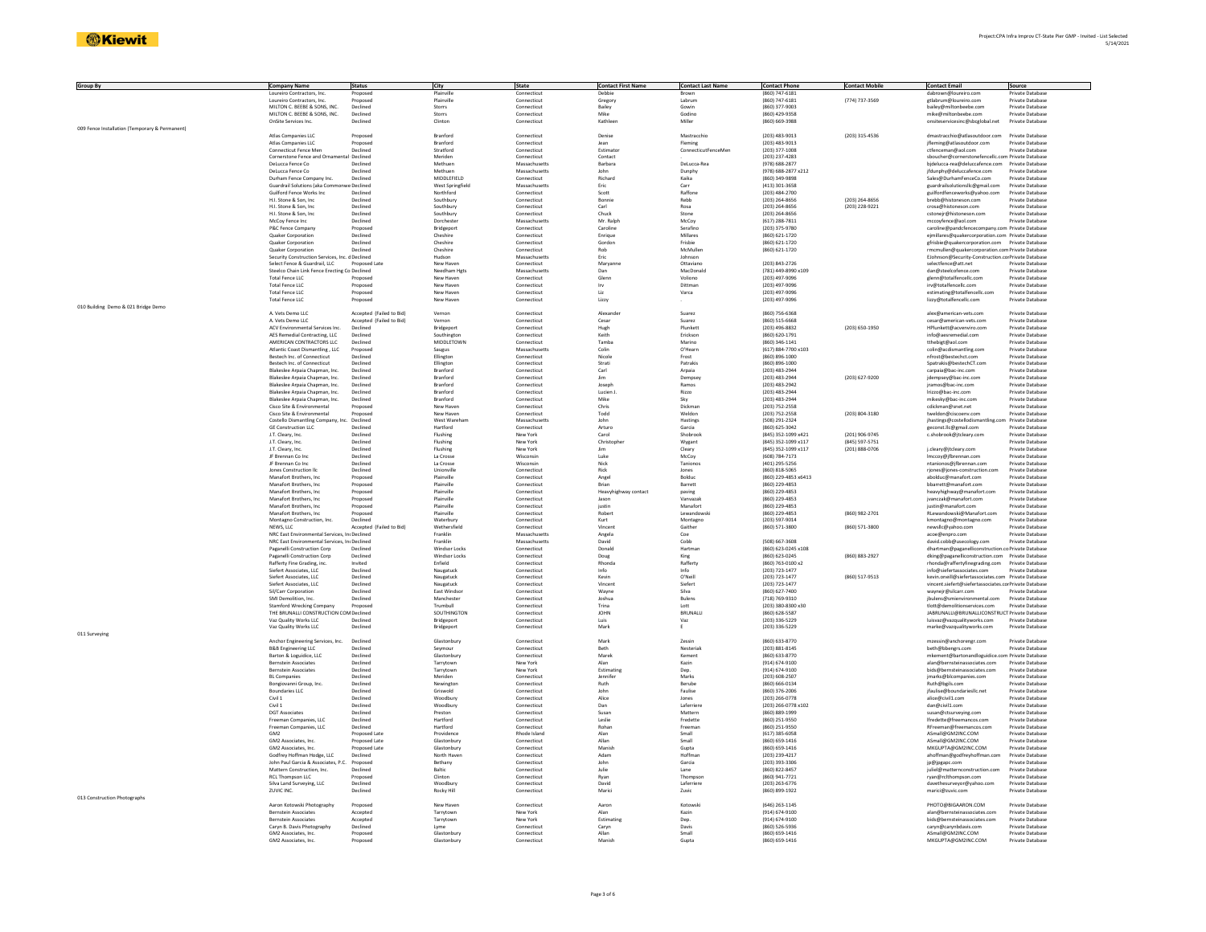| Group By | Company Name | Status | City | State | Contact First Name | Contact Last Name | Contact Phone | Contact Mobile | Contact Email | Source |
|---|---|---|---|---|---|---|---|---|---|---|
| | Loureiro Contractors, Inc. | Proposed | Plainville | Connecticut | Debbie | Brown | (860) 747-6181 | | dabrown@loureiro.com | Private Database |
| | Loureiro Contractors, Inc. | Proposed | Plainville | Connecticut | Gregory | Labrum | (860) 747-6181 | (774) 737-3569 | gtlabrum@loureiro.com | Private Database |
| | MILTON C. BEEBE & SONS, INC. | Declined | Storrs | Connecticut | Bailey | Gowin | (860) 377-9003 | | bailey@miltonbeebe.com | Private Database |
| | MILTON C. BEEBE & SONS, INC. | Declined | Storrs | Connecticut | Mike | Godino | (860) 429-9358 | | mike@miltonbeebe.com | Private Database |
| | OnSite Services Inc. | Declined | Clinton | Connecticut | Kathleen | Miller | (860) 669-3988 | | onsiteservicesinc@sbcglobal.net | Private Database |
| 009 Fence Installation (Temporary & Permanent) | | | | | | | | | | |
| | Atlas Companies LLC | Proposed | Branford | Connecticut | Denise | Mastracchio | (203) 483-9013 | (203) 315-4536 | dmastracchio@atlasoutdoor.com | Private Database |
| | Atlas Companies LLC | Proposed | Branford | Connecticut | Jean | Fleming | (203) 483-9013 | | jfleming@atlasoutdoor.com | Private Database |
| | Connecticut Fence Men | Declined | Stratford | Connecticut | Estimator | ConnecticutFenceMen | (203) 377-1008 | | ctfenceman@aol.com | Private Database |
| | Cornerstone Fence and Ornamental | Declined | Meriden | Connecticut | Contact | . | (203) 237-4283 | | sboucher@cornerstonefencellc.com | Private Database |
| | DeLucca Fence Co | Declined | Methuen | Massachusetts | Barbara | DeLucca-Rea | (978) 688-2877 | | bjdelucca-rea@deluccafence.com | Private Database |
| | DeLucca Fence Co | Declined | Methuen | Massachusetts | John | Dunphy | (978) 688-2877 x212 | | jfdunphy@deluccafence.com | Private Database |
| | Durham Fence Company Inc. | Declined | MIDDLEFIELD | Connecticut | Richard | Kaika | (860) 349-9898 | | Sales@DurhamFenceCo.com | Private Database |
| | Guardrail Solutions (aka Commonwe | Declined | West Springfield | Massachusetts | Eric | Carr | (413) 301-3658 | | guardrailsolutionsllc@gmail.com | Private Database |
| | Guilford Fence Works Inc | Declined | Northford | Connecticut | Scott | Raffone | (203) 484-2700 | | guilfordfenceworks@yahoo.com | Private Database |
| | H.I. Stone & Son, Inc | Declined | Southbury | Connecticut | Bonnie | Rebb | (203) 264-8656 | (203) 264-8656 | brebb@histoneson.com | Private Database |
| | H.I. Stone & Son, Inc | Declined | Southbury | Connecticut | Carl | Rosa | (203) 264-8656 | (203) 228-9221 | crosa@histoneson.com | Private Database |
| | H.I. Stone & Son, Inc | Declined | Southbury | Connecticut | Chuck | Stone | (203) 264-8656 | | cstonejr@histoneson.com | Private Database |
| | McCoy Fence Inc | Declined | Dorchester | Massachusetts | Mr. Ralph | McCoy | (617) 288-7811 | | mccoyfence@aol.com | Private Database |
| | P&C Fence Company | Proposed | Bridgeport | Connecticut | Caroline | Serafino | (203) 375-9780 | | caroline@pandcfencecompany.com | Private Database |
| | Quaker Corporation | Declined | Cheshire | Connecticut | Enrique | Millares | (860) 621-1720 | | ejmillares@quakercorporation.com | Private Database |
| | Quaker Corporation | Declined | Cheshire | Connecticut | Gordon | Frisbie | (860) 621-1720 | | gfrisbie@quakercorporation.com | Private Database |
| | Quaker Corporation | Declined | Cheshire | Connecticut | Rob | McMullen | (860) 621-1720 | | rmcmullen@quakercorporation.com | Private Database |
| | Security Construction Services, Inc. d | Declined | Hudson | Massachusetts | Eric | Johnson | | | EJohnson@Security-Construction.com | Private Database |
| | Select Fence & Guardrail, LLC | Proposed Late | New Haven | Connecticut | Maryanne | Ottaviano | (203) 843-2726 | | selectfence@att.net | Private Database |
| | Steelco Chain Link Fence Erecting Co | Declined | Needham Hgts | Massachusetts | Dan | MacDonald | (781) 449-8990 x109 | | dan@steelcofence.com | Private Database |
| | Total Fence LLC | Proposed | New Haven | Connecticut | Glenn | Voliono | (203) 497-9096 | | glenn@totalfencellc.com | Private Database |
| | Total Fence LLC | Proposed | New Haven | Connecticut | Irv | Dittman | (203) 497-9096 | | irv@totalfencellc.com | Private Database |
| | Total Fence LLC | Proposed | New Haven | Connecticut | Liz | Varca | (203) 497-9096 | | estimating@totalfencellc.com | Private Database |
| | Total Fence LLC | Proposed | New Haven | Connecticut | Lizzy | . | (203) 497-9096 | | lizzy@totalfencellc.com | Private Database |
| 010 Building Demo & 021 Bridge Demo | | | | | | | | | | |
| | A. Vets Demo LLC | Accepted (Failed to Bid) | Vernon | Connecticut | Alexander | Suarez | (860) 756-6368 | | alex@american-vets.com | Private Database |
| | A. Vets Demo LLC | Accepted (Failed to Bid) | Vernon | Connecticut | Cesar | Suarez | (860) 515-6668 | | cesar@american-vets.com | Private Database |
| | ACV Environmental Services Inc. | Declined | Bridgeport | Connecticut | Hugh | Plunkett | (203) 496-8832 | (203) 650-1950 | HPlunkett@acvenviro.com | Private Database |
| | AES Remedial Contracting, LLC | Declined | Southington | Connecticut | Keith | Erickson | (860) 620-1791 | | info@aesremedial.com | Private Database |
| | AMERICAN CONTRACTORS LLC | Declined | MIDDLETOWN | Connecticut | Tamba | Marino | (860) 346-1141 | | tthebigt@aol.com | Private Database |
| | Atlantic Coast Dismantling , LLC | Proposed | Saugus | Massachusetts | Colin | O'Hearn | (617) 884-7700 x103 | | colin@acdismantling.com | Private Database |
| | Bestech Inc. of Connecticut | Declined | Ellington | Connecticut | Nicole | Frost | (860) 896-1000 | | nfrost@bestechct.com | Private Database |
| | Bestech Inc. of Connecticut | Declined | Ellington | Connecticut | Strati | Patrakis | (860) 896-1000 | | Spatrakis@bestechCT.com | Private Database |
| | Blakeslee Arpaia Chapman, Inc. | Declined | Branford | Connecticut | Carl | Arpaia | (203) 483-2944 | | carpaia@bac-inc.com | Private Database |
| | Blakeslee Arpaia Chapman, Inc. | Declined | Branford | Connecticut | Jim | Dempsey | (203) 483-2944 | (203) 627-9200 | jdempsey@bac-inc.com | Private Database |
| | Blakeslee Arpaia Chapman, Inc. | Declined | Branford | Connecticut | Joseph | Ramos | (203) 483-2942 | | jramos@bac-inc.com | Private Database |
| | Blakeslee Arpaia Chapman, Inc. | Declined | Branford | Connecticut | Lucien J. | Rizzo | (203) 483-2944 | | lrizzo@bac-inc.com | Private Database |
| | Blakeslee Arpaia Chapman, Inc. | Declined | Branford | Connecticut | Mike | Sky | (203) 483-2944 | | mikesky@bac-inc.com | Private Database |
| | Cisco Site & Environmental | Proposed | New Haven | Connecticut | Chris | Dickman | (203) 752-2558 | | cdickman@snet.net | Private Database |
| | Cisco Site & Environmental | Proposed | New Haven | Connecticut | Todd | Weldon | (203) 752-2558 | (203) 804-3180 | tweldon@ciscoenv.com | Private Database |
| | Costello Dismantling Company, Inc. | Declined | West Wareham | Massachusetts | John | Hastings | (508) 291-2324 | | jhastings@costellodismantling.com | Private Database |
| | GE Construction LLC | Declined | Hartford | Connecticut | Arturo | Garcia | (860) 625-3042 | | geconst.llc@gmail.com | Private Database |
| | J.T. Cleary, Inc. | Declined | Flushing | New York | Carol | Shobrook | (845) 352-1099 x421 | (201) 906-9745 | c.shobrook@jtcleary.com | Private Database |
| | J.T. Cleary, Inc. | Declined | Flushing | New York | Christopher | Wygant | (845) 352-1099 x117 | (845) 597-5751 | | Private Database |
| | J.T. Cleary, Inc. | Declined | Flushing | New York | Jim | Cleary | (845) 352-1099 x117 | (201) 888-0706 | j.cleary@jtcleary.com | Private Database |
| | JF Brennan Co Inc | Declined | La Crosse | Wisconsin | Luke | McCoy | (608) 784-7173 | | lmccoy@jfbrennan.com | Private Database |
| | JF Brennan Co Inc | Declined | La Crosse | Wisconsin | Nick | Tanionos | (401) 295-5256 | | ntanionos@jfbrennan.com | Private Database |
| | Jones Construction llc | Declined | Unionville | Connecticut | Rick | Jones | (860) 818-5065 | | rjones@jones-construction.com | Private Database |
| | Manafort Brothers, Inc | Proposed | Plainville | Connecticut | Angel | Bolduc | (860) 229-4853 x6413 | | abolduc@manafort.com | Private Database |
| | Manafort Brothers, Inc | Proposed | Plainville | Connecticut | Brian | Barrett | (860) 229-4853 | | bbarrett@manafort.com | Private Database |
| | Manafort Brothers, Inc | Proposed | Plainville | Connecticut | Heavyhighway contact | paving | (860) 229-4853 | | heavyhighway@manafort.com | Private Database |
| | Manafort Brothers, Inc | Proposed | Plainville | Connecticut | Jason | Vanvazak | (860) 229-4853 | | jvanczak@manafort.com | Private Database |
| | Manafort Brothers, Inc | Proposed | Plainville | Connecticut | justin | Manafort | (860) 229-4853 | | justin@manafort.com | Private Database |
| | Manafort Brothers, Inc | Proposed | Plainville | Connecticut | Robert | Lewandowski | (860) 229-4853 | (860) 982-2701 | RLewandowski@Manafort.com | Private Database |
| | Montagno Construction, Inc. | Declined | Waterbury | Connecticut | Kurt | Montagno | (203) 597-9014 | | kmontagno@montagno.com | Private Database |
| | NEWS, LLC | Accepted (Failed to Bid) | Wethersfield | Connecticut | Vincent | Gaither | (860) 571-3800 | (860) 571-3800 | newsllc@yahoo.com | Private Database |
| | NRC East Environmental Services, Inc | Declined | Franklin | Massachusetts | Angela | Coe | | | acoe@enpro.com | Private Database |
| | NRC East Environmental Services, Inc | Declined | Franklin | Massachusetts | David | Cobb | (508) 667-3608 | | david.cobb@usecology.com | Private Database |
| | Paganelli Construction Corp | Declined | Windsor Locks | Connecticut | Donald | Hartman | (860) 623-0245 x108 | | dhartman@paganelliconstruction.co | Private Database |
| | Paganelli Construction Corp | Declined | Windsor Locks | Connecticut | Doug | King | (860) 623-0245 | (860) 883-2927 | dking@paganelliconstruction.com | Private Database |
| | Rafferty Fine Grading, inc. | Invited | Enfield | Connecticut | Rhonda | Rafferty | (860) 763-0100 x2 | | rhonda@raffertyfinegrading.com | Private Database |
| | Siefert Associates, LLC | Declined | Naugatuck | Connecticut | Info | Info | (203) 723-1477 | | info@siefertassociates.com | Private Database |
| | Siefert Associates, LLC | Declined | Naugatuck | Connecticut | Kevin | O'Neill | (203) 723-1477 | (860) 517-9513 | kevin.oneill@siefertassociates.com | Private Database |
| | Siefert Associates, LLC | Declined | Naugatuck | Connecticut | Vincent | Siefert | (203) 723-1477 | | vincent.siefert@siefertassociates.c | Private Database |
| | Sil/Carr Corporation | Declined | East Windsor | Connecticut | Wayne | Silva | (860) 627-7400 | | waynejr@silcarr.com | Private Database |
| | SMI Demolition, Inc. | Declined | Manchester | Connecticut | Joshua | Bulens | (718) 769-9310 | | jbulens@smienvironmental.com | Private Database |
| | Stamford Wrecking Company | Proposed | Trumbull | Connecticut | Trina | Lott | (203) 380-8300 x30 | | tlott@demolitionservices.com | Private Database |
| | THE BRUNALLI CONSTRUCTION COM | Declined | SOUTHINGTON | Connecticut | JOHN | BRUNALLI | (860) 628-5587 | | JABRUNALLI@BRUNALLICONSTRUCT | Private Database |
| | Vaz Quality Works LLC | Declined | Bridgeport | Connecticut | Luis | Vaz | (203) 336-5229 | | luisvaz@vazqualityworks.com | Private Database |
| | Vaz Quality Works LLC | Declined | Bridgeport | Connecticut | Mark | E | (203) 336-5229 | | marke@vazqualityworks.com | Private Database |
| 011 Surveying | | | | | | | | | | |
| | Anchor Engineering Services, Inc. | Declined | Glastonbury | Connecticut | Mark | Zessin | (860) 633-8770 | | mzessin@anchorengr.com | Private Database |
| | B&B Engineering LLC | Declined | Seymour | Connecticut | Beth | Nesteriak | (203) 881-8145 | | beth@bbengrs.com | Private Database |
| | Barton & Loguidice, LLC | Declined | Glastonbury | Connecticut | Marek | Kement | (860) 633-8770 | | mkement@bartonandloguidice.com | Private Database |
| | Bernstein Associates | Declined | Tarrytown | New York | Alan | Kazin | (914) 674-9100 | | alan@bernsteinassociates.com | Private Database |
| | Bernstein Associates | Declined | Tarrytown | New York | Estimating | Dep. | (914) 674-9100 | | bids@bernsteinassociates.com | Private Database |
| | BL Companies | Declined | Meriden | Connecticut | Jennifer | Marks | (203) 608-2507 | | jmarks@blcompanies.com | Private Database |
| | Bongiovanni Group, Inc. | Declined | Newington | Connecticut | Ruth | Berube | (860) 666-0134 | | Ruth@bgils.com | Private Database |
| | Boundaries LLC | Declined | Griswold | Connecticut | John | Faulise | (860) 376-2006 | | jfaulise@boundariesllc.net | Private Database |
| | Civil 1 | Declined | Woodbury | Connecticut | Alice | Jones | (203) 266-0778 | | alice@civil1.com | Private Database |
| | Civil 1 | Declined | Woodbury | Connecticut | Dan | Laferriere | (203) 266-0778 x102 | | dan@civil1.com | Private Database |
| | DGT Associates | Declined | Preston | Connecticut | Susan | Mattern | (860) 889-1999 | | susan@ctsurveying.com | Private Database |
| | Freeman Companies, LLC | Declined | Hartford | Connecticut | Leslie | Fredette | (860) 251-9550 | | lfredette@freemancos.com | Private Database |
| | Freeman Companies, LLC | Declined | Hartford | Connecticut | Rohan | Freeman | (860) 251-9550 | | RFreeman@freemancos.com | Private Database |
| | GM2 | Proposed Late | Providence | Rhode Island | Alan | Small | (617) 385-6058 | | ASmall@GM2INC.COM | Private Database |
| | GM2 Associates, Inc. | Proposed Late | Glastonbury | Connecticut | Allan | Small | (860) 659-1416 | | ASmall@GM2INC.COM | Private Database |
| | GM2 Associates, Inc. | Proposed Late | Glastonbury | Connecticut | Manish | Gupta | (860) 659-1416 | | MKGUPTA@GM2INC.COM | Private Database |
| | Godfrey Hoffman Hodge, LLC | Declined | North Haven | Connecticut | Adam | Hoffman | (203) 239-4217 | | ahoffman@godfreyhoffman.com | Private Database |
| | John Paul Garcia & Associates, P.C. | Proposed | Bethany | Connecticut | John | Garcia | (203) 393-3306 | | jp@jpgapc.com | Private Database |
| | Mattern Construction, Inc. | Declined | Baltic | Connecticut | Julie | Lane | (860) 822-8457 | | juliel@matternconstruction.com | Private Database |
| | RCL Thompson LLC | Proposed | Clinton | Connecticut | Ryan | Thompson | (860) 941-7721 | | ryan@rclthompson.com | Private Database |
| | Silva Land Surveying, LLC | Declined | Woodbury | Connecticut | David | Laferriere | (203) 263-6776 | | davethesurveyor@yahoo.com | Private Database |
| | ZUVIC INC. | Declined | Rocky Hill | Connecticut | Marici | Zuvic | (860) 899-1922 | | marici@zuvic.com | Private Database |
| 013 Construction Photographs | | | | | | | | | | |
| | Aaron Kotowski Photography | Proposed | New Haven | Connecticut | Aaron | Kotowski | (646) 263-1145 | | PHOTO@BIGAARON.COM | Private Database |
| | Bernstein Associates | Accepted | Tarrytown | New York | Alan | Kazin | (914) 674-9100 | | alan@bernsteinassociates.com | Private Database |
| | Bernstein Associates | Accepted | Tarrytown | New York | Estimating | Dep. | (914) 674-9100 | | bids@bernsteinassociates.com | Private Database |
| | Caryn B. Davis Photography | Declined | Lyme | Connecticut | Caryn | Davis | (860) 526-5936 | | caryn@carynbdavis.com | Private Database |
| | GM2 Associates, Inc. | Proposed | Glastonbury | Connecticut | Allan | Small | (860) 659-1416 | | ASmall@GM2INC.COM | Private Database |
| | GM2 Associates, Inc. | Proposed | Glastonbury | Connecticut | Manish | Gupta | (860) 659-1416 | | MKGUPTA@GM2INC.COM | Private Database |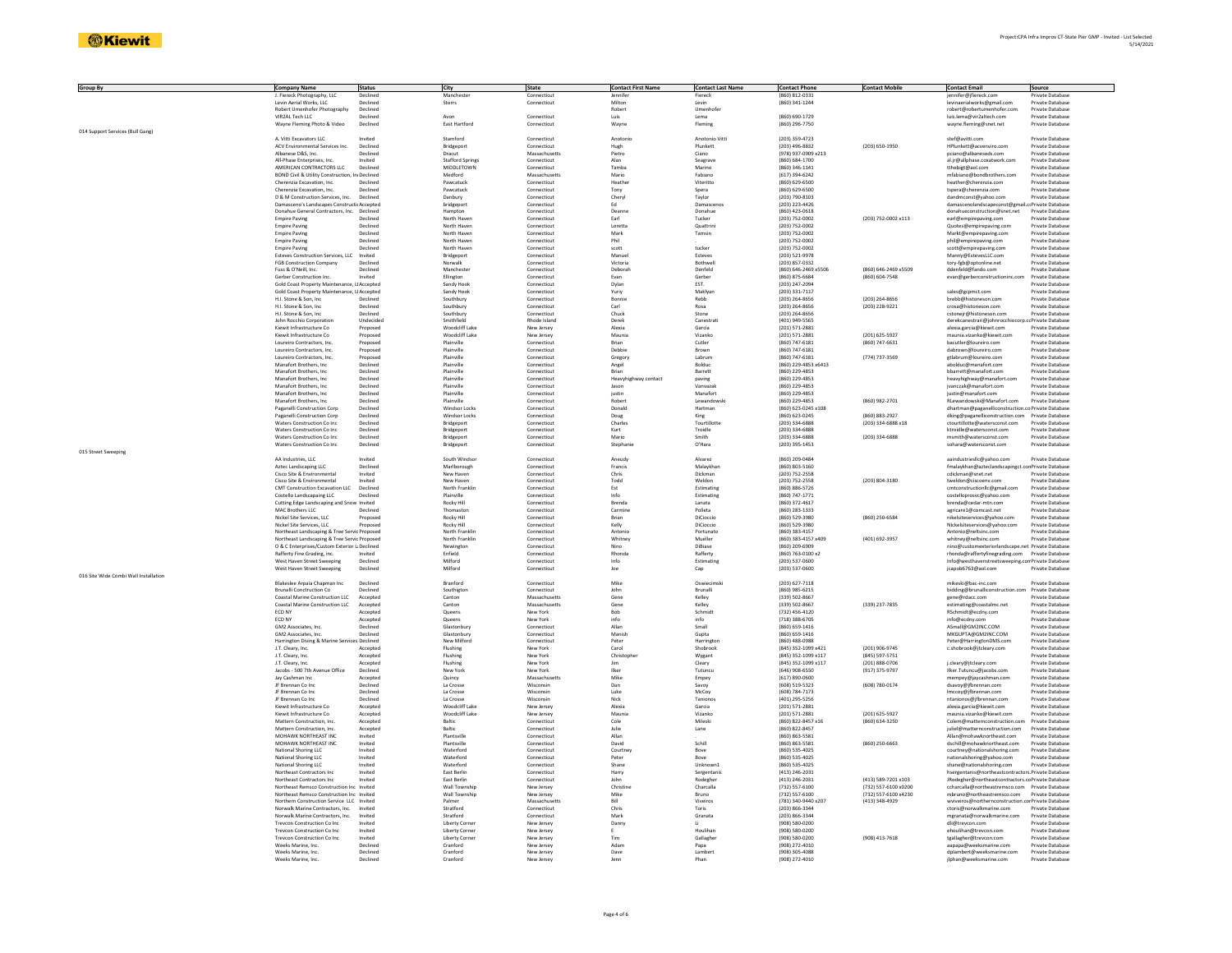| Group By | Company Name | Status | City | State | Contact First Name | Contact Last Name | Contact Phone | Contact Mobile | Contact Email | Source |
|---|---|---|---|---|---|---|---|---|---|---|
| | J. Fiereck Photography, LLC | Declined | Manchester | Connecticut | Jennifer | Fiereck | (860) 812-0331 | | jennifer@jfiereck.com | Private Database |
| | Levin Aerial Works, LLC | Declined | Storrs | Connecticut | Milton | Levin | (860) 341-1244 | | levinaerialworks@gmail.com | Private Database |
| | Robert Umenhofer Photography | Declined | | | Robert | Umenhofer | | | robert@robertumenhofer.com | Private Database |
| | VIR2AL Tech LLC | Declined | Avon | Connecticut | Luis | Lema | (860) 690-1729 | | luis.lema@vir2altech.com | Private Database |
| | Wayne Fleming Photo & Video | Declined | East Hartford | Connecticut | Wayne | Fleming | (860) 296-7750 | | wayne.fleming@snet.net | Private Database |
| 014 Support Services (Bull Gang) | | | | | | | | | | |
| | A. Vitti Excavators LLC | Invited | Stamford | Connecticut | Anotonio | Anotonio Vitti | (203) 359-4723 | | stef@avitti.com | Private Database |
| | ACV Environmental Services Inc. | Declined | Bridgeport | Connecticut | Hugh | Plunkett | (203) 496-8832 | (203) 650-1950 | HPlunkett@acvenviro.com | Private Database |
| | Albanese D&S, Inc. | Declined | Dracut | Massachusetts | Pietro | Ciano | (978) 937-0909 x213 | | pciano@albaneseds.com | Private Database |
| | All-Phase Enterprises, Inc. | Invited | Stafford Springs | Connecticut | Alan | Seagrave | (860) 684-1700 | | al.jr@allphase.cceatwork.com | Private Database |
| | AMERICAN CONTRACTORS LLC | Declined | MIDDLETOWN | Connecticut | Tamba | Marino | (860) 346-1141 | | tthebigt@aol.com | Private Database |
| | BOND Civil & Utility Construction, Inc | Declined | Medford | Massachusetts | Mario | Fabiano | (617) 394-6242 | | mfabiano@bondbrothers.com | Private Database |
| | Cherenzia Excavation, Inc. | Declined | Pawcatuck | Connecticut | Heather | Viteritto | (860) 629-6500 | | heather@cherenzia.com | Private Database |
| | Cherenzia Excavation, Inc. | Declined | Pawcatuck | Connecticut | Tony | Spera | (860) 629-6500 | | tspera@cherenzia.com | Private Database |
| | D & M Construction Services, Inc. | Declined | Danbury | Connecticut | Cheryl | Taylor | (203) 790-8103 | | dandmconst@yahoo.com | Private Database |
| | Damasceno's Landscapes Constructio | Accepted | bridgeport | Connecticut | Ed | Damascenos | (203) 223-4426 | | damascenolandscapeconst@gmail.co | Private Database |
| | Donahue General Contractors, Inc. | Declined | Hampton | Connecticut | Deanne | Donahue | (860) 423-0618 | | donahueconstruction@snet.net | Private Database |
| | Empire Paving | Declined | North Haven | Connecticut | Earl | Tucker | (203) 752-0002 | (203) 752-0002 x113 | earl@empirepaving.com | Private Database |
| | Empire Paving | Declined | North Haven | Connecticut | Loretta | Quattrini | (203) 752-0002 | | Quotes@empirepaving.com | Private Database |
| | Empire Paving | Declined | North Haven | Connecticut | Mark | Tamsin | (203) 752-0002 | | Markt@empirepaving.com | Private Database |
| | Empire Paving | Declined | North Haven | Connecticut | Phil | . | (203) 752-0002 | | phil@empirepaving.com | Private Database |
| | Empire Paving | Declined | North Haven | Connecticut | scott | tucker | (203) 752-0002 | | scott@empirepaving.com | Private Database |
| | Esteves Construction Services, LLC | Invited | Bridgeport | Connecticut | Manuel | Esteves | (203) 521-9978 | | Manny@EstevesLLC.com | Private Database |
| | FGB Construction Company | Declined | Norwalk | Connecticut | Victoria | Bothwell | (203) 857-0332 | | tory-fgb@optonline.net | Private Database |
| | Fuss & O'Neill, Inc. | Declined | Manchester | Connecticut | Deborah | Denfeld | (860) 646-2469 x5506 | (860) 646-2469 x5509 | ddenfeld@fando.com | Private Database |
| | Gerber Construction Inc. | Invited | Ellington | Connecticut | Evan | Gerber | (860) 875-6684 | (860) 604-7548 | evan@gerberconstructioninc.com | Private Database |
| | Gold Coast Property Maintenance, LL | Accepted | Sandy Hook | Connecticut | Dylan | EST. | (203) 247-2094 | | | Private Database |
| | Gold Coast Property Maintenance, LL | Accepted | Sandy Hook | Connecticut | Yuriy | Maklyan | (203) 331-7117 | | sales@gcpmct.com | Private Database |
| | H.I. Stone & Son, Inc | Declined | Southbury | Connecticut | Bonnie | Rebb | (203) 264-8656 | (203) 264-8656 | brebb@histoneson.com | Private Database |
| | H.I. Stone & Son, Inc | Declined | Southbury | Connecticut | Carl | Rosa | (203) 264-8656 | (203) 228-9221 | crosa@histoneson.com | Private Database |
| | H.I. Stone & Son, Inc | Declined | Southbury | Connecticut | Chuck | Stone | (203) 264-8656 | | cstonejr@histoneson.com | Private Database |
| | John Rocchio Corporation | Undecided | Smithfield | Rhode Island | Derek | Canestrati | (401) 949-5565 | | derekcanestrari@johnrocchiocorp.co | Private Database |
| | Kiewit Infrastructure Co | Proposed | Woodcliff Lake | New Jersey | Alexia | Garcia | (201) 571-2881 | | alexia.garcia@kiewit.com | Private Database |
| | Kiewit Infrastructure Co | Proposed | Woodcliff Lake | New Jersey | Maunia | Vizanko | (201) 571-2881 | (201) 625-5927 | maunia.vizanko@kiewit.com | Private Database |
| | Loureiro Contractors, Inc. | Proposed | Plainville | Connecticut | Brian | Cutler | (860) 747-6181 | (860) 747-6631 | bacutler@loureiro.com | Private Database |
| | Loureiro Contractors, Inc. | Proposed | Plainville | Connecticut | Debbie | Brown | (860) 747-6181 | | dabrown@loureiro.com | Private Database |
| | Loureiro Contractors, Inc. | Proposed | Plainville | Connecticut | Gregory | Labrum | (860) 747-6181 | (774) 737-3569 | gtlabrum@loureiro.com | Private Database |
| | Manafort Brothers, Inc | Declined | Plainville | Connecticut | Angel | Bolduc | (860) 229-4853 x6413 | | abolduc@manafort.com | Private Database |
| | Manafort Brothers, Inc | Declined | Plainville | Connecticut | Brian | Barrett | (860) 229-4853 | | bbarrett@manafort.com | Private Database |
| | Manafort Brothers, Inc | Declined | Plainville | Connecticut | Heavyhighway contact | paving | (860) 229-4853 | | heavyhighway@manafort.com | Private Database |
| | Manafort Brothers, Inc | Declined | Plainville | Connecticut | Jason | Vanvazak | (860) 229-4853 | | jvanczak@manafort.com | Private Database |
| | Manafort Brothers, Inc | Declined | Plainville | Connecticut | justin | Manafort | (860) 229-4853 | | justin@manafort.com | Private Database |
| | Manafort Brothers, Inc | Declined | Plainville | Connecticut | Robert | Lewandowski | (860) 229-4853 | (860) 982-2701 | RLewandowski@Manafort.com | Private Database |
| | Paganelli Construction Corp | Declined | Windsor Locks | Connecticut | Donald | Hartman | (860) 623-0245 x108 | | dhartman@paganelliconstruction.co | Private Database |
| | Paganelli Construction Corp | Declined | Windsor Locks | Connecticut | Doug | King | (860) 623-0245 | (860) 883-2927 | dking@paganelliconstruction.com | Private Database |
| | Waters Construction Co Inc | Declined | Bridgeport | Connecticut | Charles | Tourtillotte | (203) 334-6888 | (203) 334-6888 x18 | ctourtillotte@watersconst.com | Private Database |
| | Waters Construction Co Inc | Declined | Bridgeport | Connecticut | Kurt | Troidle | (203) 334-6888 | | ktroidle@watersconst.com | Private Database |
| | Waters Construction Co Inc | Declined | Bridgeport | Connecticut | Mario | Smith | (203) 334-6888 | (203) 334-6888 | msmith@watersconst.com | Private Database |
| | Waters Construction Co Inc | Declined | Bridgeport | Connecticut | Stephanie | O'Hara | (203) 395-1453 | | sohara@watersconst.com | Private Database |
| 015 Street Sweeping | | | | | | | | | | |
| | AA Industries, LLC | Invited | South Windsor | Connecticut | Aneudy | Alvarez | (860) 209-0484 | | aaindustriesllc@yahoo.com | Private Database |
| | Aztec Landscaping LLC | Declined | Marlborough | Connecticut | Francis | Malaykhan | (860) 803-5160 | | fmalaykhan@azteclandscapingct.com | Private Database |
| | Cisco Site & Environmental | Invited | New Haven | Connecticut | Chris | Dickman | (203) 752-2558 | | cdickman@snet.net | Private Database |
| | Cisco Site & Environmental | Invited | New Haven | Connecticut | Todd | Weldon | (203) 752-2558 | (203) 804-3180 | tweldon@ciscoenv.com | Private Database |
| | CMT Construction Excavation LLC | Declined | North Franklin | Connecticut | Est | Estimating | (860) 886-5726 | | cmtconstructionllc@gmail.com | Private Database |
| | Costello Landscapaing LLC | Declined | Plainville | Connecticut | Info | Estimating | (860) 747-1771 | | costelloprosvc@yahoo.com | Private Database |
| | Cutting Edge Landscaping and Snow | Invited | Rocky Hill | Connecticut | Brenda | Lanata | (860) 372-4617 | | brenda@cedar-mtn.com | Private Database |
| | MAC Brothers LLC | Declined | Thomaston | Connecticut | Carmine | Polleta | (860) 283-1333 | | agricare1@comcast.net | Private Database |
| | Nickel Site Services, LLC | Proposed | Rocky Hill | Connecticut | Brian | DiCioccio | (860) 529-3980 | (860) 250-6584 | nikelsiteservices@yahoo.com | Private Database |
| | Nickel Site Services, LLC | Proposed | Rocky Hill | Connecticut | Kelly | DiCioccio | (860) 529-3980 | | Nickelsiteservices@yahoo.com | Private Database |
| | Northeast Landscaping & Tree Servic | Proposed | North Franklin | Connecticut | Antonio | Portunato | (860) 383-4157 | | Antonio@neltsinc.com | Private Database |
| | Northeast Landscaping & Tree Servic | Proposed | North Franklin | Connecticut | Whitney | Mueller | (860) 383-4157 x409 | (401) 692-3957 | whitney@neltsinc.com | Private Database |
| | O & C Enterprises/Custom Exterior L | Declined | Newington | Connecticut | Nino | DiBiase | (860) 209-6909 | | nino@customexteriorlandscape.net | Private Database |
| | Rafferty Fine Grading, inc. | Invited | Enfield | Connecticut | Rhonda | Rafferty | (860) 763-0100 x2 | | rhonda@raffertyfinegrading.com | Private Database |
| | West Haven Street Sweeping | Declined | Milford | Connecticut | Info | Estimating | (203) 537-0600 | | Info@westhavenstreetsweeping.com | Private Database |
| | West Haven Street Sweeping | Declined | Milford | Connecticut | Joe | Cap | (203) 537-0600 | | jcapob6763@aol.com | Private Database |
| 016 Site Wide Combi Wall Installation | | | | | | | | | | |
| | Blakeslee Arpaia Chapman Inc | Declined | Branford | Connecticut | Mike | Oswiecimski | (203) 627-7118 | | mikeski@bac-inc.com | Private Database |
| | Brunalli Construction Co | Declined | Southington | Connecticut | John | Brunalli | (860) 985-6215 | | bidding@brunalliconstruction.com | Private Database |
| | Coastal Marine Construction LLC | Accepted | Canton | Massachusetts | Gene | Kelley | (339) 502-8667 | | gene@rdacc.com | Private Database |
| | Coastal Marine Construction LLC | Accepted | Canton | Massachusetts | Gene | Kelley | (339) 502-8667 | (339) 237-7835 | estimating@coastalmc.net | Private Database |
| | ECD NY | Accepted | Queens | New York | Bob | Schmidt | (732) 456-4120 | | RSchmidt@ecdny.com | Private Database |
| | ECD NY | Accepted | Queens | New York | info | info | (718) 388-6705 | | info@ecdny.com | Private Database |
| | GM2 Associates, Inc. | Declined | Glastonbury | Connecticut | Allan | Small | (860) 659-1416 | | ASmall@GM2INC.COM | Private Database |
| | GM2 Associates, Inc. | Declined | Glastonbury | Connecticut | Manish | Gupta | (860) 659-1416 | | MKGUPTA@GM2INC.COM | Private Database |
| | Harrington Diving & Marine Services | Declined | New Milford | Connecticut | Peter | Harrington | (860) 488-0988 | | Peter@HarringtonDMS.com | Private Database |
| | J.T. Cleary, Inc. | Accepted | Flushing | New York | Carol | Shobrook | (845) 352-1099 x421 | (201) 906-9745 | c.shobrook@jtcleary.com | Private Database |
| | J.T. Cleary, Inc. | Accepted | Flushing | New York | Christopher | Wygant | (845) 352-1099 x117 | (845) 597-5751 | | Private Database |
| | J.T. Cleary, Inc. | Accepted | Flushing | New York | Jim | Cleary | (845) 352-1099 x117 | (201) 888-0706 | j.cleary@jtcleary.com | Private Database |
| | Jacobs - 500 7th Avenue Office | Declined | New York | New York | Ilker | Tutuncu | (646) 908-6550 | (917) 375-9797 | Ilker.Tutuncu@jacobs.com | Private Database |
| | Jay Cashman Inc | Accepted | Quincy | Massachusetts | Mike | Empey | (617) 890-0600 | | mempey@jaycashman.com | Private Database |
| | JF Brennan Co Inc | Declined | La Crosse | Wisconsin | Dan | Savoy | (608) 519-5323 | (608) 780-0174 | dsavoy@jfbrennan.com | Private Database |
| | JF Brennan Co Inc | Declined | La Crosse | Wisconsin | Luke | McCoy | (608) 784-7173 | | lmccoy@jfbrennan.com | Private Database |
| | JF Brennan Co Inc | Declined | La Crosse | Wisconsin | Nick | Tanionos | (401) 295-5256 | | ntanionos@jfbrennan.com | Private Database |
| | Kiewit Infrastructure Co | Accepted | Woodcliff Lake | New Jersey | Alexia | Garcia | (201) 571-2881 | | alexia.garcia@kiewit.com | Private Database |
| | Kiewit Infrastructure Co | Accepted | Woodcliff Lake | New Jersey | Maunia | Vizanko | (201) 571-2881 | (201) 625-5927 | maunia.vizanko@kiewit.com | Private Database |
| | Mattern Construction, Inc. | Accepted | Baltic | Connecticut | Cole | Mileski | (860) 822-8457 x16 | (860) 634-3250 | Colem@matternconstruction.com | Private Database |
| | Mattern Construction, Inc. | Accepted | Baltic | Connecticut | Julie | Lane | (860) 822-8457 | | juliel@matternconstruction.com | Private Database |
| | MOHAWK NORTHEAST INC | Invited | Plantsville | Connecticut | Allan | . | (860) 863-5581 | | Allan@mohawknortheast.com | Private Database |
| | MOHAWK NORTHEAST INC | Invited | Plantsville | Connecticut | David | Schill | (860) 863-5581 | (860) 250-6663 | dschill@mohawknortheast.com | Private Database |
| | National Shoring LLC | Invited | Waterford | Connecticut | Courtney | Bove | (860) 535-4025 | | courtney@nationalshoring.com | Private Database |
| | National Shoring LLC | Invited | Waterford | Connecticut | Peter | Bove | (860) 535-4025 | | nationalshoring@yahoo.com | Private Database |
| | National Shoring LLC | Invited | Waterford | Connecticut | Shane | Unknown1 | (860) 535-4025 | | shane@nationalshoring.com | Private Database |
| | Northeast Contractors Inc | Invited | East Berlin | Connecticut | Harry | Sergentanis | (413) 246-2031 | | hsergentanis@northeastcontractors.c | Private Database |
| | Northeast Contractors Inc | Invited | East Berlin | Connecticut | John | Rodegher | (413) 246-2031 | (413) 589-7201 x103 | JRodegher@northeastcontractors.co | Private Database |
| | Northeast Remsco Construction Inc | Invited | Wall Township | New Jersey | Christine | Charcalla | (732) 557-6100 | (732) 557-6100 x0200 | ccharcalla@northeastremsco.com | Private Database |
| | Northeast Remsco Construction Inc | Invited | Wall Township | New Jersey | Mike | Bruno | (732) 557-6100 | (732) 557-6100 x4230 | mbruno@northeastremsco.com | Private Database |
| | Northern Construction Service LLC | Invited | Palmer | Massachusetts | Bill | Viveiros | (781) 340-9440 x207 | (413) 348-4929 | wviveiros@northernconstruction.com | Private Database |
| | Norwalk Marine Contractors, Inc. | Invited | Stratford | Connecticut | Chris | Toris | (203) 866-3344 | | ctoris@norwalkmarine.com | Private Database |
| | Norwalk Marine Contractors, Inc. | Invited | Stratford | Connecticut | Mark | Granata | (203) 866-3344 | | mgranata@norwalkmarine.com | Private Database |
| | Trevcon Construction Co Inc | Invited | Liberty Corner | New Jersey | Danny | Li | (908) 580-0200 | | dli@trevcon.com | Private Database |
| | Trevcon Construction Co Inc | Invited | Liberty Corner | New Jersey | E | Houlihan | (908) 580-0200 | | ehoulihan@trevcon.com | Private Database |
| | Trevcon Construction Co Inc | Invited | Liberty Corner | New Jersey | Tim | Gallagher | (908) 580-0200 | (908) 413-7618 | tgallagher@trevcon.com | Private Database |
| | Weeks Marine, Inc. | Declined | Cranford | New Jersey | Adam | Papa | (908) 272-4010 | | aapapa@weeksmarine.com | Private Database |
| | Weeks Marine, Inc. | Declined | Cranford | New Jersey | Dave | Lambert | (908) 305-4088 | | dplambert@weeksmarine.com | Private Database |
| | Weeks Marine, Inc. | Declined | Cranford | New Jersey | Jenn | Phan | (908) 272-4010 | | jlphan@weeksmarine.com | Private Database |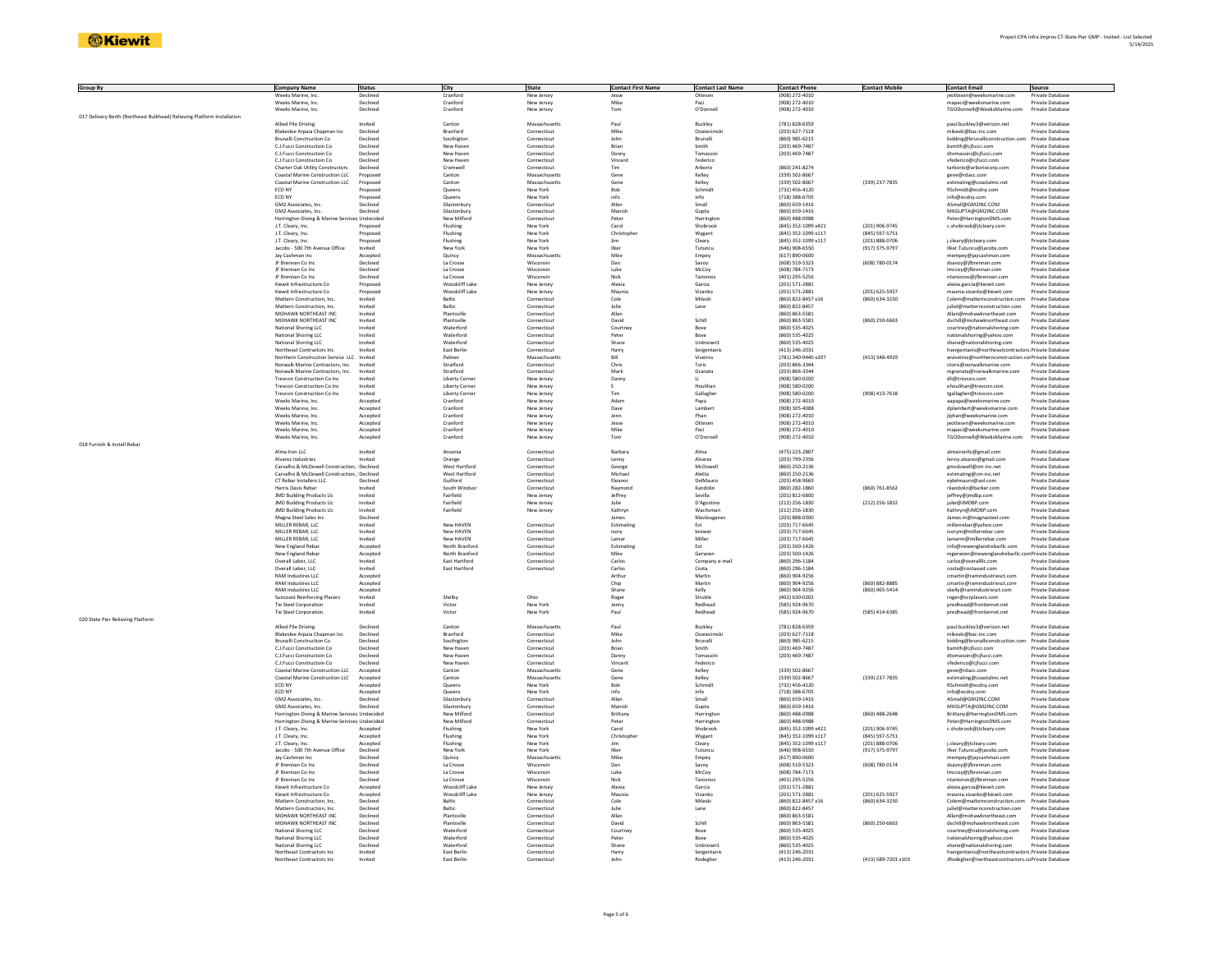| Group By | Company Name | Status | City | State | Contact First Name | Contact Last Name | Contact Phone | Contact Mobile | Contact Email | Source |
|---|---|---|---|---|---|---|---|---|---|---|
| | Weeks Marine, Inc. | Declined | Cranford | New Jersey | Jesse | Ottesen | (908) 272-4010 | | jeottesen@weeksmarine.com | Private Database |
| | Weeks Marine, Inc. | Declined | Cranford | New Jersey | Mike | Paci | (908) 272-4010 | | mapaci@weeksmarine.com | Private Database |
| | Weeks Marine, Inc. | Declined | Cranford | New Jersey | Tom | O'Donnell | (908) 272-4010 | | TGODonnell@WeeksMarine.com | Private Database |
| 017 Delivery Berth (Northeast Bulkhead) Relieving Platform Installation | | | | | | | | | | |
| | Allied Pile Driving | Invited | Canton | Massachusetts | Paul | Buckley | (781) 828-6359 | | paul.buckley3@verizon.net | Private Database |
| | Blakeslee Arpaia Chapman Inc | Declined | Branford | Connecticut | Mike | Oswiecimski | (203) 627-7118 | | mikeski@bac-inc.com | Private Database |
| | Brunalli Construction Co | Declined | Southington | Connecticut | John | Brunalli | (860) 985-6215 | | bidding@brunalliconstruction.com | Private Database |
| | C.J.Fucci Constructoin Co | Declined | New Haven | Connecticut | Brian | Smith | (203) 469-7487 | | bsmith@cjfucci.com | Private Database |
| | C.J.Fucci Constructoin Co | Declined | New Haven | Connecticut | Danny | Tomassini | (203) 469-7487 | | dtomassini@cjfucci.com | Private Database |
| | C.J.Fucci Constructoin Co | Declined | New Haven | Connecticut | Vincent | Federico | | | vfederico@cjfucci.com | Private Database |
| | Charter Oak Utility Constructors | Declined | Cromwell | Connecticut | Tim | Arborio | (860) 241-8274 | | tarborio@arboriocorp.com | Private Database |
| | Coastal Marine Construction LLC | Proposed | Canton | Massachusetts | Gene | Kelley | (339) 502-8667 | | gene@rdacc.com | Private Database |
| | Coastal Marine Construction LLC | Proposed | Canton | Massachusetts | Gene | Kelley | (339) 502-8667 | (339) 237-7835 | estimating@coastalmc.net | Private Database |
| | ECD NY | Proposed | Queens | New York | Bob | Schmidt | (732) 456-4120 | | RSchmidt@ecdny.com | Private Database |
| | ECD NY | Proposed | Queens | New York | info | info | (718) 388-6705 | | info@ecdny.com | Private Database |
| | GM2 Associates, Inc. | Declined | Glastonbury | Connecticut | Allan | Small | (860) 659-1416 | | ASmall@GM2INC.COM | Private Database |
| | GM2 Associates, Inc. | Declined | Glastonbury | Connecticut | Manish | Gupta | (860) 659-1416 | | MKGUPTA@GM2INC.COM | Private Database |
| | Harrington Diving & Marine Services | Undecided | New Milford | Connecticut | Peter | Harrington | (860) 488-0988 | | Peter@HarringtonDMS.com | Private Database |
| | J.T. Cleary, Inc. | Proposed | Flushing | New York | Carol | Shobrook | (845) 352-1099 x421 | (201) 906-9745 | c.shobrook@jtcleary.com | Private Database |
| | J.T. Cleary, Inc. | Proposed | Flushing | New York | Christopher | Wygant | (845) 352-1099 x117 | (845) 597-5751 | | Private Database |
| | J.T. Cleary, Inc. | Proposed | Flushing | New York | Jim | Cleary | (845) 352-1099 x117 | (201) 888-0706 | j.cleary@jtcleary.com | Private Database |
| | Jacobs - 500 7th Avenue Office | Invited | New York | New York | Ilker | Tutuncu | (646) 908-6550 | (917) 375-9797 | Ilker.Tutuncu@jacobs.com | Private Database |
| | Jay Cashman Inc | Accepted | Quincy | Massachusetts | Mike | Empey | (617) 890-0600 | | mempey@jaycashman.com | Private Database |
| | JF Brennan Co Inc | Declined | La Crosse | Wisconsin | Dan | Savoy | (608) 519-5323 | (608) 780-0174 | dsavoy@jfbrennan.com | Private Database |
| | JF Brennan Co Inc | Declined | La Crosse | Wisconsin | Luke | McCoy | (608) 784-7173 | | lmccoy@jfbrennan.com | Private Database |
| | JF Brennan Co Inc | Declined | La Crosse | Wisconsin | Nick | Tanionos | (401) 295-5256 | | ntanionos@jfbrennan.com | Private Database |
| | Kiewit Infrastructure Co | Proposed | Woodcliff Lake | New Jersey | Alexia | Garcia | (201) 571-2881 | | alexia.garcia@kiewit.com | Private Database |
| | Kiewit Infrastructure Co | Proposed | Woodcliff Lake | New Jersey | Maunia | Vizanko | (201) 571-2881 | (201) 625-5927 | maunia.vizanko@kiewit.com | Private Database |
| | Mattern Construction, Inc. | Invited | Baltic | Connecticut | Cole | Mileski | (860) 822-8457 x16 | (860) 634-3250 | Colem@matternconstruction.com | Private Database |
| | Mattern Construction, Inc. | Invited | Baltic | Connecticut | Julie | Lane | (860) 822-8457 | | juliel@matternconstruction.com | Private Database |
| | MOHAWK NORTHEAST INC | Invited | Plantsville | Connecticut | Allan | . | (860) 863-5581 | | Allan@mohawknortheast.com | Private Database |
| | MOHAWK NORTHEAST INC | Invited | Plantsville | Connecticut | David | Schill | (860) 863-5581 | (860) 250-6663 | dschill@mohawknortheast.com | Private Database |
| | National Shoring LLC | Invited | Waterford | Connecticut | Courtney | Bove | (860) 535-4025 | | courtney@nationalshoring.com | Private Database |
| | National Shoring LLC | Invited | Waterford | Connecticut | Peter | Bove | (860) 535-4025 | | nationalshoring@yahoo.com | Private Database |
| | National Shoring LLC | Invited | Waterford | Connecticut | Shane | Unknown1 | (860) 535-4025 | | shane@nationalshoring.com | Private Database |
| | Northeast Contractors Inc | Invited | East Berlin | Connecticut | Harry | Sergentanis | (413) 246-2031 | | hsergentanis@northeastcontractors.com | Private Database |
| | Northern Construction Service LLC | Invited | Palmer | Massachusetts | Bill | Viveiros | (781) 340-9440 x207 | (413) 348-4929 | wviveiros@northernconstruction.com | Private Database |
| | Norwalk Marine Contractors, Inc. | Invited | Stratford | Connecticut | Chris | Toris | (203) 866-3344 | | ctoris@norwalkmarine.com | Private Database |
| | Norwalk Marine Contractors, Inc. | Invited | Stratford | Connecticut | Mark | Granata | (203) 866-3344 | | mgranata@norwalkmarine.com | Private Database |
| | Trevcon Construction Co Inc | Invited | Liberty Corner | New Jersey | Danny | Li | (908) 580-0200 | | dli@trevcon.com | Private Database |
| | Trevcon Construction Co Inc | Invited | Liberty Corner | New Jersey | E | Houlihan | (908) 580-0200 | | ehoulihan@trevcon.com | Private Database |
| | Trevcon Construction Co Inc | Invited | Liberty Corner | New Jersey | Tim | Gallagher | (908) 580-0200 | (908) 413-7618 | tgallagher@trevcon.com | Private Database |
| | Weeks Marine, Inc. | Accepted | Cranford | New Jersey | Adam | Papa | (908) 272-4010 | | aapapa@weeksmarine.com | Private Database |
| | Weeks Marine, Inc. | Accepted | Cranford | New Jersey | Dave | Lambert | (908) 305-4088 | | dplambert@weeksmarine.com | Private Database |
| | Weeks Marine, Inc. | Accepted | Cranford | New Jersey | Jenn | Phan | (908) 272-4010 | | jlphan@weeksmarine.com | Private Database |
| | Weeks Marine, Inc. | Accepted | Cranford | New Jersey | Jesse | Ottesen | (908) 272-4010 | | jeottesen@weeksmarine.com | Private Database |
| | Weeks Marine, Inc. | Accepted | Cranford | New Jersey | Mike | Paci | (908) 272-4010 | | mapaci@weeksmarine.com | Private Database |
| | Weeks Marine, Inc. | Accepted | Cranford | New Jersey | Tom | O'Donnell | (908) 272-4010 | | TGODonnell@WeeksMarine.com | Private Database |
| 018 Furnish & Install Rebar | | | | | | | | | | |
| | Alma Iron LLC | Invited | Ansonia | Connecticut | Barbara | Alma | (475) 223-2807 | | almaironllc@gmail.com | Private Database |
| | Alvarez Industries | Invited | Orange | Connecticut | Lenny | Alvarez | (203) 799-2356 | | lenny.alvarez@gmail.com | Private Database |
| | Carvalho & McDowell Construction, | Declined | West Hartford | Connecticut | George | McDowell | (860) 250-2136 | | gmcdowell@cm-inc.net | Private Database |
| | Carvalho & McDowell Construction, | Declined | West Hartford | Connecticut | Michael | Aletta | (860) 250-2136 | | estimating@cm-inc.net | Private Database |
| | CT Rebar Installers LLC | Declined | Guilford | Connecticut | Eleanor | DelMauro | (203) 458-9669 | | ejdelmauro@aol.com | Private Database |
| | Harris Davis Rebar | Invited | South Windsor | Connecticut | Raymond | Kandolin | (860) 282-1860 | (860) 761-8562 | rkandolin@hdrebar.com | Private Database |
| | JMD Building Products Llc | Invited | Fairfield | New Jersey | Jeffrey | Sevilla | (201) 812-6800 | | jeffrey@jmdbp.com | Private Database |
| | JMD Building Products Llc | Invited | Fairfield | New Jersey | Julie | D'Agostino | (212) 256-1830 | (212) 256-1832 | julie@JMDBP.com | Private Database |
| | JMD Building Products Llc | Invited | Fairfield | New Jersey | Kathryn | Wachsman | (212) 256-1830 | | Kathryn@JMDBP.com | Private Database |
| | Magna Steel Sales Inc | Declined | | | James | Mavlouganes | (203) 888-0300 | | James.m@magnasteel.com | Private Database |
| | MILLER REBAR, LLC | Invited | New HAVEN | Connecticut | Estimating | Est | (203) 717-6645 | | millerrebar@yahoo.com | Private Database |
| | MILLER REBAR, LLC | Invited | New HAVEN | Connecticut | ivory | brewer | (203) 717-6645 | | ivorym@millerrebar.com | Private Database |
| | MILLER REBAR, LLC | Invited | New HAVEN | Connecticut | Lamar | Miller | (203) 717-6645 | | lamarm@millerrebar.com | Private Database |
| | New England Rebar | Accepted | North Branford | Connecticut | Estimating | Est | (203) 500-1426 | | info@newenglandrebarllc.com | Private Database |
| | New England Rebar | Accepted | North Branford | Connecticut | Mike | Gerwien | (203) 500-1426 | | mgerwien@newenglandrebarllc.com | Private Database |
| | Overall Labor, LLC | Invited | East Hartford | Connecticut | Carlos | Company e-mail | (860) 296-1184 | | carlos@overallllc.com | Private Database |
| | Overall Labor, LLC | Invited | East Hartford | Connecticut | Carlos | Costa | (860) 296-1184 | | costa@costaeast.com | Private Database |
| | RAM Industries LLC | Accepted | | | Arthur | Martin | (860) 904-9256 | | cmartin@ramindustriesct.com | Private Database |
| | RAM Industries LLC | Accepted | | | Chip | Martin | (860) 904-9256 | (860) 882-8885 | cmartin@ramindustriesct.com | Private Database |
| | RAM Industries LLC | Accepted | | | Shane | Kelly | (860) 904-9256 | (860) 965-5414 | skelly@ramindustriesct.com | Private Database |
| | Suncoast Reinforcing Placers | Invited | Shelby | Ohio | Roger | Struble | (402) 630-0202 | | roger@scrplacers.com | Private Database |
| | Tie Steel Corporation | Invited | Victor | New York | Jenny | Redhead | (585) 924-9670 | | predhead@frontiernet.net | Private Database |
| | Tie Steel Corporation | Invited | Victor | New York | Paul | Redhead | (585) 924-9670 | (585) 414-6385 | predhead@frontiernet.net | Private Database |
| 020 State Pier Relieving Platform | | | | | | | | | | |
| | Allied Pile Driving | Declined | Canton | Massachusetts | Paul | Buckley | (781) 828-6359 | | paul.buckley3@verizon.net | Private Database |
| | Blakeslee Arpaia Chapman Inc | Declined | Branford | Connecticut | Mike | Oswiecimski | (203) 627-7118 | | mikeski@bac-inc.com | Private Database |
| | Brunalli Construction Co | Declined | Southington | Connecticut | John | Brunalli | (860) 985-6215 | | bidding@brunalliconstruction.com | Private Database |
| | C.J.Fucci Constructoin Co | Declined | New Haven | Connecticut | Brian | Smith | (203) 469-7487 | | bsmith@cjfucci.com | Private Database |
| | C.J.Fucci Constructoin Co | Declined | New Haven | Connecticut | Danny | Tomassini | (203) 469-7487 | | dtomassini@cjfucci.com | Private Database |
| | C.J.Fucci Constructoin Co | Declined | New Haven | Connecticut | Vincent | Federico | | | vfederico@cjfucci.com | Private Database |
| | Coastal Marine Construction LLC | Accepted | Canton | Massachusetts | Gene | Kelley | (339) 502-8667 | | gene@rdacc.com | Private Database |
| | Coastal Marine Construction LLC | Accepted | Canton | Massachusetts | Gene | Kelley | (339) 502-8667 | (339) 237-7835 | estimating@coastalmc.net | Private Database |
| | ECD NY | Accepted | Queens | New York | Bob | Schmidt | (732) 456-4120 | | RSchmidt@ecdny.com | Private Database |
| | ECD NY | Accepted | Queens | New York | info | info | (718) 388-6705 | | info@ecdny.com | Private Database |
| | GM2 Associates, Inc. | Declined | Glastonbury | Connecticut | Allan | Small | (860) 659-1416 | | ASmall@GM2INC.COM | Private Database |
| | GM2 Associates, Inc. | Declined | Glastonbury | Connecticut | Manish | Gupta | (860) 659-1416 | | MKGUPTA@GM2INC.COM | Private Database |
| | Harrington Diving & Marine Services | Undecided | New Milford | Connecticut | Brittany | Harrington | (860) 488-0988 | (860) 488-2648 | Brittany@HarringtonDMS.com | Private Database |
| | Harrington Diving & Marine Services | Undecided | New Milford | Connecticut | Peter | Harrington | (860) 488-0988 | | Peter@HarringtonDMS.com | Private Database |
| | J.T. Cleary, Inc. | Accepted | Flushing | New York | Carol | Shobrook | (845) 352-1099 x421 | (201) 906-9745 | c.shobrook@jtcleary.com | Private Database |
| | J.T. Cleary, Inc. | Accepted | Flushing | New York | Christopher | Wygant | (845) 352-1099 x117 | (845) 597-5751 | | Private Database |
| | J.T. Cleary, Inc. | Accepted | Flushing | New York | Jim | Cleary | (845) 352-1099 x117 | (201) 888-0706 | j.cleary@jtcleary.com | Private Database |
| | Jacobs - 500 7th Avenue Office | Declined | New York | New York | Ilker | Tutuncu | (646) 908-6550 | (917) 375-9797 | Ilker.Tutuncu@jacobs.com | Private Database |
| | Jay Cashman Inc | Declined | Quincy | Massachusetts | Mike | Empey | (617) 890-0600 | | mempey@jaycashman.com | Private Database |
| | JF Brennan Co Inc | Declined | La Crosse | Wisconsin | Dan | Savoy | (608) 519-5323 | (608) 780-0174 | dsavoy@jfbrennan.com | Private Database |
| | JF Brennan Co Inc | Declined | La Crosse | Wisconsin | Luke | McCoy | (608) 784-7173 | | lmccoy@jfbrennan.com | Private Database |
| | JF Brennan Co Inc | Declined | La Crosse | Wisconsin | Nick | Tanionos | (401) 295-5256 | | ntanionos@jfbrennan.com | Private Database |
| | Kiewit Infrastructure Co | Accepted | Woodcliff Lake | New Jersey | Alexia | Garcia | (201) 571-2881 | | alexia.garcia@kiewit.com | Private Database |
| | Kiewit Infrastructure Co | Accepted | Woodcliff Lake | New Jersey | Maunia | Vizanko | (201) 571-2881 | (201) 625-5927 | maunia.vizanko@kiewit.com | Private Database |
| | Mattern Construction, Inc. | Declined | Baltic | Connecticut | Cole | Mileski | (860) 822-8457 x16 | (860) 634-3250 | Colem@matternconstruction.com | Private Database |
| | Mattern Construction, Inc. | Declined | Baltic | Connecticut | Julie | Lane | (860) 822-8457 | | juliel@matternconstruction.com | Private Database |
| | MOHAWK NORTHEAST INC | Declined | Plantsville | Connecticut | Allan | . | (860) 863-5581 | | Allan@mohawknortheast.com | Private Database |
| | MOHAWK NORTHEAST INC | Declined | Plantsville | Connecticut | David | Schill | (860) 863-5581 | (860) 250-6663 | dschill@mohawknortheast.com | Private Database |
| | National Shoring LLC | Declined | Waterford | Connecticut | Courtney | Bove | (860) 535-4025 | | courtney@nationalshoring.com | Private Database |
| | National Shoring LLC | Declined | Waterford | Connecticut | Peter | Bove | (860) 535-4025 | | nationalshoring@yahoo.com | Private Database |
| | National Shoring LLC | Declined | Waterford | Connecticut | Shane | Unknown1 | (860) 535-4025 | | shane@nationalshoring.com | Private Database |
| | Northeast Contractors Inc | Invited | East Berlin | Connecticut | Harry | Sergentanis | (413) 246-2031 | | hsergentanis@northeastcontractors.com | Private Database |
| | Northeast Contractors Inc | Invited | East Berlin | Connecticut | John | Rodegher | (413) 246-2031 | (413) 589-7201 x103 | JRodegher@northeastcontractors.com | Private Database |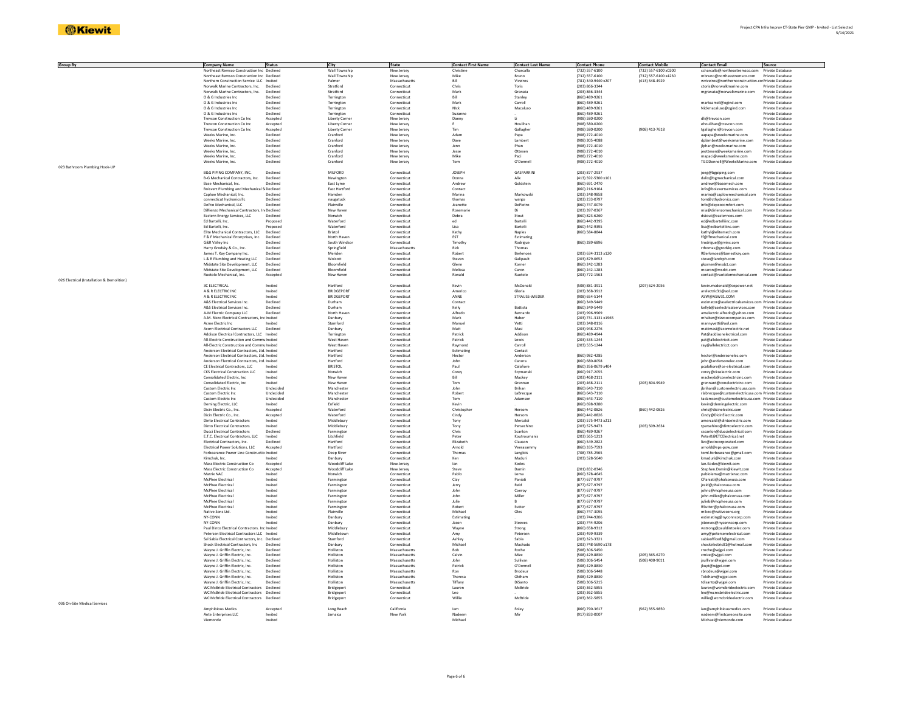| Group By | Company Name | Status | City | State | Contact First Name | Contact Last Name | Contact Phone | Contact Mobile | Contact Email | Source |
|---|---|---|---|---|---|---|---|---|---|---|
| | Northeast Remsco Construction Inc | Declined | Wall Township | New Jersey | Christine | Charcalla | (732) 557-6100 | (732) 557-6100 x0200 | ccharcalla@northeastremsco.com | Private Database |
| | Northeast Remsco Construction Inc | Declined | Wall Township | New Jersey | Mike | Bruno | (732) 557-6100 | (732) 557-6100 x4230 | mbruno@northeastremsco.com | Private Database |
| | Northern Construction Service LLC | Invited | Palmer | Massachusetts | Bill | Viveiros | (781) 340-9440 x207 | (413) 348-4929 | wviveiros@northernconstruction.com | Private Database |
| | Norwalk Marine Contractors, Inc. | Declined | Stratford | Connecticut | Chris | Toris | (203) 866-3344 | | ctoris@norwalkmarine.com | Private Database |
| | Norwalk Marine Contractors, Inc. | Declined | Stratford | Connecticut | Mark | Granata | (203) 866-3344 | | mgranata@norwalkmarine.com | Private Database |
| | O & G Industries Inc | Declined | Torrington | Connecticut | Bill | Stanley | (860) 489-9261 | | | Private Database |
| | O & G Industries Inc | Declined | Torrington | Connecticut | Mark | Carroll | (860) 489-9261 | | markcarroll@ogind.com | Private Database |
| | O & G Industries Inc | Declined | Torrington | Connecticut | Nick | Macaluso | (860) 489-9261 | | Nickmacaluso@ogind.com | Private Database |
| | O & G Industries Inc | Declined | Torrington | Connecticut | Suzanne | . | (860) 489-9261 | | | Private Database |
| | Trevcon Construction Co Inc | Accepted | Liberty Corner | New Jersey | Danny | Li | (908) 580-0200 | | dli@trevcon.com | Private Database |
| | Trevcon Construction Co Inc | Accepted | Liberty Corner | New Jersey | E | Houlihan | (908) 580-0200 | | ehoulihan@trevcon.com | Private Database |
| | Trevcon Construction Co Inc | Accepted | Liberty Corner | New Jersey | Tim | Gallagher | (908) 580-0200 | (908) 413-7618 | tgallagher@trevcon.com | Private Database |
| | Weeks Marine, Inc. | Declined | Cranford | New Jersey | Adam | Papa | (908) 272-4010 | | aapapa@weeksmarine.com | Private Database |
| | Weeks Marine, Inc. | Declined | Cranford | New Jersey | Dave | Lambert | (908) 305-4088 | | dplambert@weeksmarine.com | Private Database |
| | Weeks Marine, Inc. | Declined | Cranford | New Jersey | Jenn | Phan | (908) 272-4010 | | jlphan@weeksmarine.com | Private Database |
| | Weeks Marine, Inc. | Declined | Cranford | New Jersey | Jesse | Ottesen | (908) 272-4010 | | jeottesen@weeksmarine.com | Private Database |
| | Weeks Marine, Inc. | Declined | Cranford | New Jersey | Mike | Paci | (908) 272-4010 | | mapaci@weeksmarine.com | Private Database |
| | Weeks Marine, Inc. | Declined | Cranford | New Jersey | Tom | O'Donnell | (908) 272-4010 | | TGODonnell@WeeksMarine.com | Private Database |
| 023 Bathroom Plumbing Hook-UP | | | | | | | | | | |
| | B&G PIPING COMPANY, INC. | Declined | MILFORD | Connecticut | JOSEPH | GASPARRINI | (203) 877-2937 | | joeg@bgpiping.com | Private Database |
| | B-G Mechanical Contractors, Inc. | Declined | Newington | Connecticut | Donna | Alix | (413) 592-5300 x101 | | dalix@bgmechanical.com | Private Database |
| | Base Mechanical, Inc. | Declined | East Lyme | Connecticut | Andrew | Goldstein | (860) 691-2470 | | andrew@basemech.com | Private Database |
| | Boisvert Plumbing and Mechanical Se | Declined | East Hartford | Connecticut | Contact | . | (860) 216-9104 | | info@boisvertservices.com | Private Database |
| | Caplow Mechanical, Inc. | Declined | Hamden | Connecticut | Marina | Markowski | (203) 248-9858 | | marina@caplowmechanical.com | Private Database |
| | connecticut hydronics llc | Declined | naugatuck | Connecticut | thomas | wargo | (203) 233-0797 | | tom@cthydronics.com | Private Database |
| | DePco Mechanical, LLC | Declined | Plainville | Connecticut | Jeanette | DePietro | (860) 747-0079 | | info@depcocomfort.com | Private Database |
| | DiRienzo Mechanical Contractors, Inc | Declined | New Haven | Connecticut | Rosemarie | Di | (203) 397-0367 | | mia@dirienzomechanical.com | Private Database |
| | Eastern Energy Services, LLC | Declined | Norwich | Connecticut | Debra | Stout | (860) 823-6260 | | dstout@easternces.com | Private Database |
| | Ed Bartelli, Inc. | Proposed | Waterford | Connecticut | ed | Bartelli | (860) 442-9395 | | ed@edbartellinc.com | Private Database |
| | Ed Bartelli, Inc. | Proposed | Waterford | Connecticut | Lisa | Bartelli | (860) 442-9395 | | lisa@edbartellinc.com | Private Database |
| | Elite Mechanical Contractors, LLC | Declined | Bristol | Connecticut | Kathy | Naples | (860) 584-8844 | | kathyl@elitemech.com | Private Database |
| | F & F Mechanical Enterprises, Inc. | Declined | North Haven | Connecticut | EST | Estimating | | | ff@ffmechanical.com | Private Database |
| | G&R Valley Inc | Declined | South Windsor | Connecticut | Timothy | Rodrigue | (860) 289-6896 | | trodrigue@grvinc.com | Private Database |
| | Harry Grodsky & Co., Inc. | Declined | Springfield | Massachusetts | Rick | Thomas | | | rthomas@grodsky.com | Private Database |
| | James T. Kay Company Inc. | Declined | Meriden | Connecticut | Robert | Berkmoes | (203) 634-3113 x120 | | RBerkmoes@Jameskay.com | Private Database |
| | L & R Plumbing and Heating LLC | Declined | Wolcott | Connecticut | Steven | Galipault | (203) 879-0652 | | steve@landrph.com | Private Database |
| | Midstate Site Development, LLC | Declined | Bloomfield | Connecticut | Glenn | Korner | (860) 242-1283 | | gkorner@msdct.com | Private Database |
| | Midstate Site Development, LLC | Declined | Bloomfield | Connecticut | Melissa | Caron | (860) 242-1283 | | mcaron@msdct.com | Private Database |
| | Ruotolo Mechanical, Inc. | Accepted | New Haven | Connecticut | Ronald | Ruotolo | (203) 772-1563 | | contact@ruotolomechanical.com | Private Database |
| 026 Electrical (Installation & Demolition) | | | | | | | | | | |
| | 3C ELECTRICAL | Invited | Hartford | Connecticut | Kevin | McDonald | (508) 881-3911 | (207) 624-2056 | kevin.mcdonald@cepower.net | Private Database |
| | A & R ELECTRIC INC | Invited | BRIDGEPORT | Connecticut | Americo | Gloria | (203) 368-3912 | | arelectric31@aol.com | Private Database |
| | A & R ELECTRIC INC | Invited | BRIDGEPORT | Connecticut | ANNE | STRAUSS-WIEDER | (908) 654-5144 | | ASW@ASW31.COM | Private Database |
| | A&S Electrical Services Inc. | Declined | Durham | Connecticut | Contact | . | (860) 349-5449 | | estimator@aselectricalservices.com | Private Database |
| | A&S Electrical Services Inc. | Declined | Durham | Connecticut | Kelly | Battista | (860) 349-5449 | | kellyb@aselectricalservices.com | Private Database |
| | A-M Electric Company LLC | Declined | North Haven | Connecticut | Alfredo | Bernardo | (203) 996-9969 | | amelectric.alfredo@yahoo.com | Private Database |
| | A.M. Rizzo Electrical Contractors, Inc | Invited | Danbury | Connecticut | Mark | Haber | (203) 731-3131 x1965 | | mhaber@rizzocompanies.com | Private Database |
| | Acme Electric Inc | Invited | Stamford | Connecticut | Manuel | Vetti | (203) 348-0116 | | mannyvetti@aol.com | Private Database |
| | Acorn Electrical Contractors LLC | Declined | Danbury | Connecticut | Matt | Masi | (203) 948-2276 | | mattmasi@acornelectric.net | Private Database |
| | Addison Electrical Contractors, LLC | Invited | Torrington | Connecticut | Patrick | Addison | (860) 489-4944 | | Pat@addisonelectrical.com | Private Database |
| | All-Electric Construction and Commu | Invited | West Haven | Connecticut | Patrick | Lewis | (203) 535-1244 | | pat@allelectricct.com | Private Database |
| | All-Electric Construction and Commu | Invited | West Haven | Connecticut | Raymond | Carroll | (203) 535-1244 | | ray@allelectricct.com | Private Database |
| | Anderson Electrical Contractors, Ltd. | Invited | Hartford | Connecticut | Estimating | Contact | | | | Private Database |
| | Anderson Electrical Contractors, Ltd. | Invited | Hartford | Connecticut | Hector | Anderson | (860) 982-4285 | | hector@andersonelec.com | Private Database |
| | Anderson Electrical Contractors, Ltd. | Invited | Hartford | Connecticut | John | Canora | (860) 680-8058 | | john@andersonelec.com | Private Database |
| | CE Electrical Contractors, LLC | Invited | BRISTOL | Connecticut | Paul | Calafiore | (860) 356-0679 x404 | | pcalafiore@ce-electrical.com | Private Database |
| | CKS Electrical Construction LLC | Invited | Norwich | Connecticut | Corey | Szymanski | (860) 917-2055 | | corey@ckselectric.com | Private Database |
| | Consolidated Electric, Inc | Invited | New Haven | Connecticut | Bill | Mackey | (203) 468-2111 | | mackeyb@conelectricinc.com | Private Database |
| | Consolidated Electric, Inc | Invited | New Haven | Connecticut | Tom | Grennan | (203) 468-2111 | (203) 804-9949 | grennant@conelectricinc.com | Private Database |
| | Custom Electric Inc | Undecided | Manchester | Connecticut | John | Brihan | (860) 643-7110 | | jbrihan@customelectricusa.com | Private Database |
| | Custom Electric Inc | Undecided | Manchester | Connecticut | Robert | LaBrecque | (860) 643-7110 | | rlabrecque@customelectricusa.com | Private Database |
| | Custom Electric Inc | Undecided | Manchester | Connecticut | Tom | Adamson | (860) 643-7110 | | tadamson@customelectricusa.com | Private Database |
| | Deming Electric, LLC | Invited | Enfield | Connecticut | Kevin | . | (860) 698-9280 | | kevin@demingelectric.com | Private Database |
| | Dicin Electric Co., Inc. | Accepted | Waterford | Connecticut | Christopher | Hersom | (860) 442-0826 | (860) 442-0826 | chris@dicinelectric.com | Private Database |
| | Dicin Electric Co., Inc. | Accepted | Waterford | Connecticut | Cindy | Hersom | (860) 442-0826 | | Cindy@DicinElectric.com | Private Database |
| | Dinto Electrical Contractors | Invited | Middlebury | Connecticut | Tony | Mercaldi | (203) 575-9473 x213 | | amercaldi@dintoelectric.com | Private Database |
| | Dinto Electrical Contractors | Invited | Middlebury | Connecticut | Tony | Persechino | (203) 575-9473 | (203) 509-2634 | tpersechino@dintoelectric.com | Private Database |
| | Ducci Electrical Contractors | Declined | Farmington | Connecticut | Chris | Scanlon | (860) 489-9267 | | cscanlon@duccielectrical.com | Private Database |
| | E.T.C. Electrical Contractors, LLC | Invited | Litchfield | Connecticut | Peter | Koutroumanis | (203) 565-1213 | | PeterK@ETCElectrical.net | Private Database |
| | Electrical Contractors, Inc. | Declined | Hartford | Connecticut | Elizabeth | Clauson | (860) 549-2822 | | lizc@eciincorporated.com | Private Database |
| | Electrical Power Solutions, LLC | Accepted | Hartford | Connecticut | Arnold | Veerasammy | (860) 335-7593 | | arnold@eps-pow.com | Private Database |
| | Forbearance Power Line Constructio | Invited | Deep River | Connecticut | Thomas | Langlois | (708) 785-2565 | | toml.forbearance@gmail.com | Private Database |
| | Kimchuk, Inc. | Invited | Danbury | Connecticut | Ken | Maduri | (203) 528-5640 | | kmaduri@kimchuk.com | Private Database |
| | Mass Electric Construction Co | Accepted | Woodcliff Lake | New Jersey | Ian | Kodes | | | Ian.Kodes@kiewit.com | Private Database |
| | Mass Electric Construction Co | Accepted | Woodcliff Lake | New Jersey | Steve | Damin | (201) 832-0346 | | Stephen.Damin@kiewit.com | Private Database |
| | Matrix NAC | Invited | Norwich | Connecticut | Pablo | Lema | (860) 378-4645 | | pablolema@matrixnac.com | Private Database |
| | McPhee Electrical | Invited | Farmington | Connecticut | Clay | Paniati | (877) 677-9797 | | CPaniati@phalconusa.com | Private Database |
| | McPhee Electrical | Invited | Farmington | Connecticut | Jerry | Reid | (877) 677-9797 | | jreid@phalconusa.com | Private Database |
| | McPhee Electrical | Invited | Farmington | Connecticut | John | Conroy | (877) 677-9797 | | johnc@mcpheeusa.com | Private Database |
| | McPhee Electrical | Invited | Farmington | Connecticut | John | Miller | (877) 677-9797 | | john.miller@phalconusa.com | Private Database |
| | McPhee Electrical | Invited | Farmington | Connecticut | Julie | B | (877) 677-9797 | | julieb@mcpheeusa.com | Private Database |
| | McPhee Electrical | Invited | Farmington | Connecticut | Robert | Sutter | (877) 677-9797 | | RSutter@phalconusa.com | Private Database |
| | Native Sons Ltd. | Invited | Plainville | Connecticut | Michael | Oles | (860) 747-3095 | | mikeo@nativesons.org | Private Database |
| | NY-CONN | Invited | Danbury | Connecticut | Estimating | . | (203) 744-9206 | | estimating@nyconncorp.com | Private Database |
| | NY-CONN | Invited | Danbury | Connecticut | Jason | Steeves | (203) 744-9206 | | jsteeves@nyconncorp.com | Private Database |
| | Paul Dinto Electrical Contractors. Inc | Invited | Middlebury | Connecticut | Wayne | Strong | (860) 658-9312 | | wstrong@pauldintoelec.com | Private Database |
| | Petersen Electrical Contractors LLC | Invited | Middletown | Connecticut | Amy | Petersen | (203) 499-9339 | | amy@petersenelectrical.com | Private Database |
| | Sal Sabia Electrical Contractors, Inc. | Declined | Stamford | Connecticut | Ashley | Sabia | (203) 323-3321 | | sabiaoffice83@gmail.com | Private Database |
| | Shock Electrical Contractors, Inc | Declined | Danbury | Connecticut | Michael | Machado | (203) 748-5690 x178 | | shockelectric81@hotmail.com | Private Database |
| | Wayne J. Griffin Electric, Inc. | Declined | Holliston | Massachusetts | Bob | Roche | (508) 306-5450 | | rroche@wjgei.com | Private Database |
| | Wayne J. Griffin Electric, Inc. | Declined | Holliston | Massachusetts | Calvin | Mize | (508) 429-8830 | (205) 365-6270 | cmize@wjgei.com | Private Database |
| | Wayne J. Griffin Electric, Inc. | Declined | Holliston | Massachusetts | John | Sullivan | (508) 306-5454 | (508) 400-9011 | jsullivan@wjgei.com | Private Database |
| | Wayne J. Griffin Electric, Inc. | Declined | Holliston | Massachusetts | Patrick | O'Donnell | (508) 429-8830 | | jkuyt@wjgei.com | Private Database |
| | Wayne J. Griffin Electric, Inc. | Declined | Holliston | Massachusetts | Ron | Brodeur | (508) 306-5448 | | rbrodeur@wjgei.com | Private Database |
| | Wayne J. Griffin Electric, Inc. | Declined | Holliston | Massachusetts | Theresa | Oldham | (508) 429-8830 | | Toldham@wjgei.com | Private Database |
| | Wayne J. Griffin Electric, Inc. | Declined | Holliston | Massachusetts | Tiffany | DiSanto | (508) 306-5215 | | tdisanto@wjgei.com | Private Database |
| | WC McBride Electrical Contractors | Declined | Bridgeport | Connecticut | Lauren | McBride | (203) 362-5855 | | lauren@wcmcbrideelectric.com | Private Database |
| | WC McBride Electrical Contractors | Declined | Bridgeport | Connecticut | Leo | . | (203) 362-5855 | | leo@wcmcbrideelectric.com | Private Database |
| | WC McBride Electrical Contractors | Declined | Bridgeport | Connecticut | Willie | McBride | (203) 362-5855 | | willie@wcmcbrideelectric.com | Private Database |
| 036 On-Site Medical Services | | | | | | | | | | |
| | Amphibious Medics | Accepted | Long Beach | California | Iam | Foley | (866) 790-3617 | (562) 355-9850 | ian@amphibiousmedics.com | Private Database |
| | Ante Enterprises LLC | Invited | Jamaica | New York | Nadeem | Mir | (917) 833-0007 | | nadeem@firstcareonsite.com | Private Database |
| | Viemonde | Invited | | | Michael | | | | Michael@viemonde.com | Private Database |